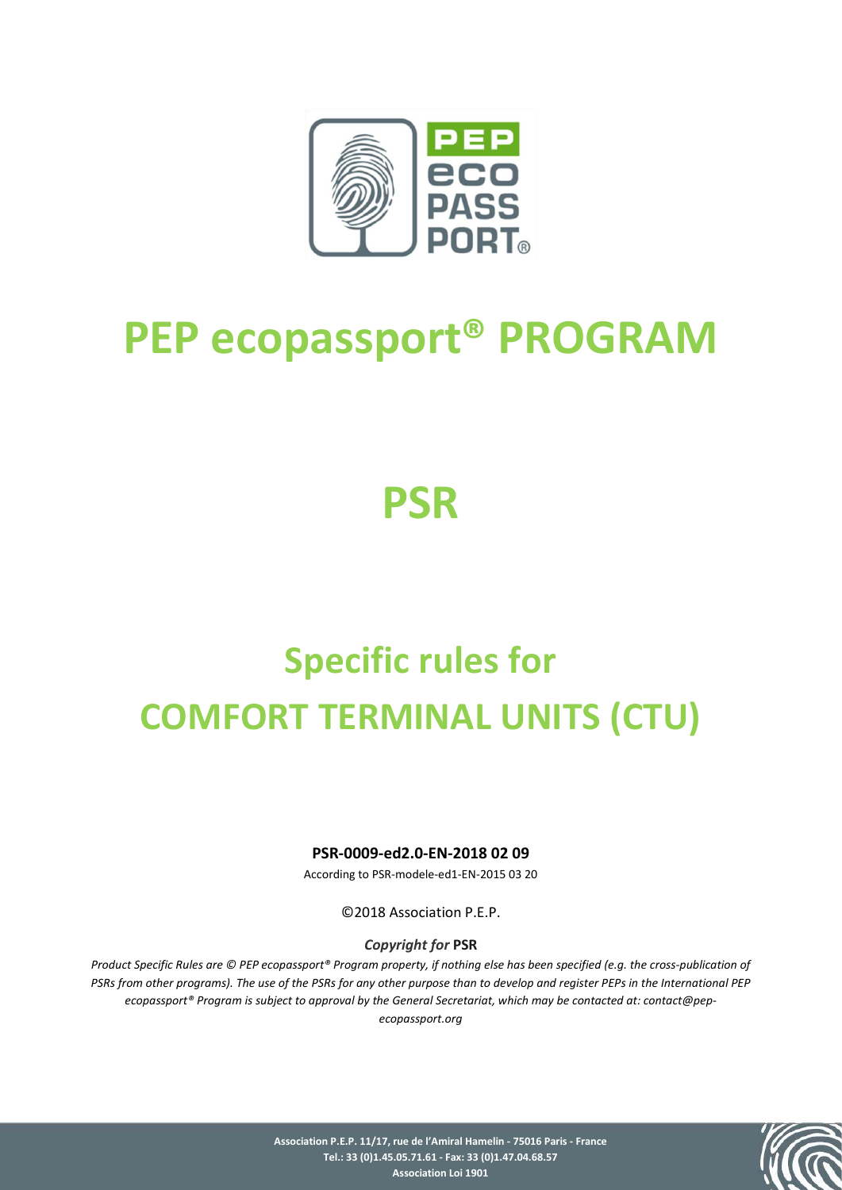# PEP ecopassport® PROGRAM

# PSR

# Specific rules for COMFORT TERMINAL UNITS (CTU)

**PSR-0009-ed2.0-EN-2018 02 09**

According to PSR-modele-ed1-EN-2015 03 20

©2018 Association P.E.P.

***Copyright for* PSR**

*Product Specific Rules are © PEP ecopassport® Program property, if nothing else has been specified (e.g. the cross-publication of PSRs from other programs). The use of the PSRs for any other purpose than to develop and register PEPs in the International PEP ecopassport® Program is subject to approval by the General Secretariat, which may be contacted at: contact@pep-ecopassport.org*

**Association P.E.P. 11/17, rue de l'Amiral Hamelin - 75016 Paris - France**
**Tel.: 33 (0)1.45.05.71.61 - Fax: 33 (0)1.47.04.68.57**
**Association Loi 1901**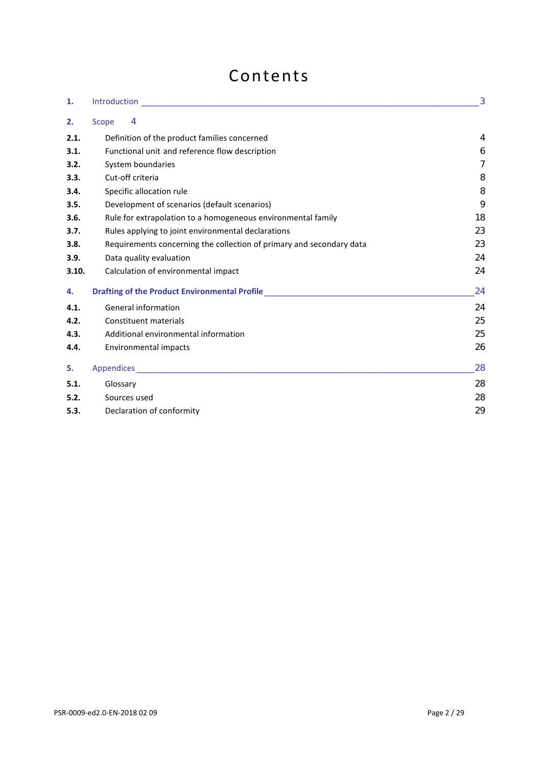# Contents

| | | |
|---|---|---|
| **1.** | Introduction | 3 |
| **2.** | Scope | 4 |
| **2.1.** | Definition of the product families concerned | 4 |
| **3.1.** | Functional unit and reference flow description | 6 |
| **3.2.** | System boundaries | 7 |
| **3.3.** | Cut-off criteria | 8 |
| **3.4.** | Specific allocation rule | 8 |
| **3.5.** | Development of scenarios (default scenarios) | 9 |
| **3.6.** | Rule for extrapolation to a homogeneous environmental family | 18 |
| **3.7.** | Rules applying to joint environmental declarations | 23 |
| **3.8.** | Requirements concerning the collection of primary and secondary data | 23 |
| **3.9.** | Data quality evaluation | 24 |
| **3.10.** | Calculation of environmental impact | 24 |
| **4.** | **Drafting of the Product Environmental Profile** | 24 |
| **4.1.** | General information | 24 |
| **4.2.** | Constituent materials | 25 |
| **4.3.** | Additional environmental information | 25 |
| **4.4.** | Environmental impacts | 26 |
| **5.** | Appendices | 28 |
| **5.1.** | Glossary | 28 |
| **5.2.** | Sources used | 28 |
| **5.3.** | Declaration of conformity | 29 |

PSR-0009-ed2.0-EN-2018 02 09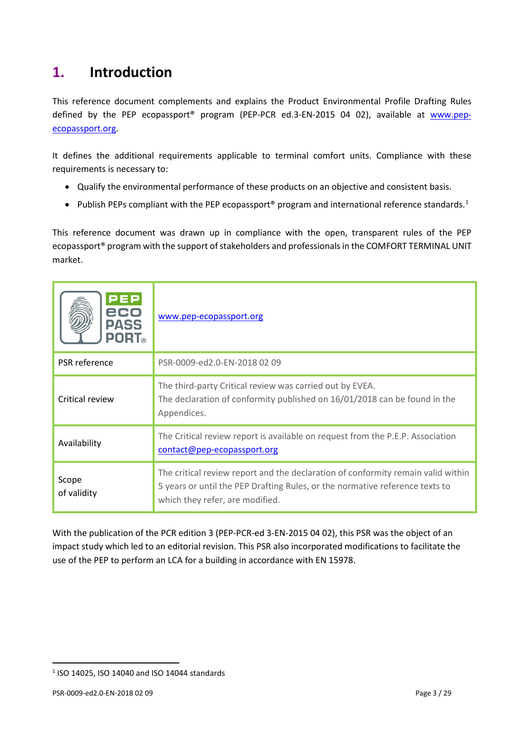# 1. Introduction

This reference document complements and explains the Product Environmental Profile Drafting Rules defined by the PEP ecopassport® program (PEP-PCR ed.3-EN-2015 04 02), available at www.pep-ecopassport.org.

It defines the additional requirements applicable to terminal comfort units. Compliance with these requirements is necessary to:

- Qualify the environmental performance of these products on an objective and consistent basis.
- Publish PEPs compliant with the PEP ecopassport® program and international reference standards.[1]

This reference document was drawn up in compliance with the open, transparent rules of the PEP ecopassport® program with the support of stakeholders and professionals in the COMFORT TERMINAL UNIT market.

| PEP eco PASS PORT® | www.pep-ecopassport.org |
|---|---|
| PSR reference | PSR-0009-ed2.0-EN-2018 02 09 |
| Critical review | The third-party Critical review was carried out by EVEA.<br>The declaration of conformity published on 16/01/2018 can be found in the Appendices. |
| Availability | The Critical review report is available on request from the P.E.P. Association contact@pep-ecopassport.org |
| Scope of validity | The critical review report and the declaration of conformity remain valid within 5 years or until the PEP Drafting Rules, or the normative reference texts to which they refer, are modified. |

With the publication of the PCR edition 3 (PEP-PCR-ed 3-EN-2015 04 02), this PSR was the object of an impact study which led to an editorial revision. This PSR also incorporated modifications to facilitate the use of the PEP to perform an LCA for a building in accordance with EN 15978.

[1] ISO 14025, ISO 14040 and ISO 14044 standards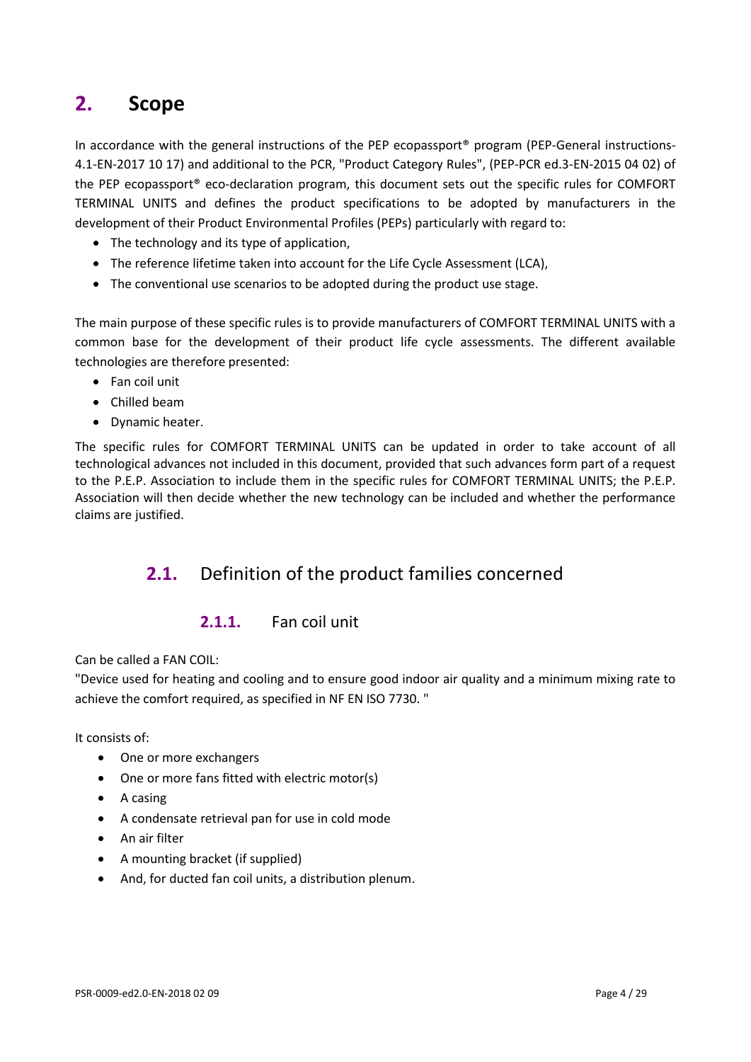# 2. Scope

In accordance with the general instructions of the PEP ecopassport® program (PEP-General instructions-4.1-EN-2017 10 17) and additional to the PCR, "Product Category Rules", (PEP-PCR ed.3-EN-2015 04 02) of the PEP ecopassport® eco-declaration program, this document sets out the specific rules for COMFORT TERMINAL UNITS and defines the product specifications to be adopted by manufacturers in the development of their Product Environmental Profiles (PEPs) particularly with regard to:

- The technology and its type of application,
- The reference lifetime taken into account for the Life Cycle Assessment (LCA),
- The conventional use scenarios to be adopted during the product use stage.

The main purpose of these specific rules is to provide manufacturers of COMFORT TERMINAL UNITS with a common base for the development of their product life cycle assessments. The different available technologies are therefore presented:

- Fan coil unit
- Chilled beam
- Dynamic heater.

The specific rules for COMFORT TERMINAL UNITS can be updated in order to take account of all technological advances not included in this document, provided that such advances form part of a request to the P.E.P. Association to include them in the specific rules for COMFORT TERMINAL UNITS; the P.E.P. Association will then decide whether the new technology can be included and whether the performance claims are justified.

## 2.1. Definition of the product families concerned

### 2.1.1. Fan coil unit

Can be called a FAN COIL:

"Device used for heating and cooling and to ensure good indoor air quality and a minimum mixing rate to achieve the comfort required, as specified in NF EN ISO 7730. "

It consists of:

- One or more exchangers
- One or more fans fitted with electric motor(s)
- A casing
- A condensate retrieval pan for use in cold mode
- An air filter
- A mounting bracket (if supplied)
- And, for ducted fan coil units, a distribution plenum.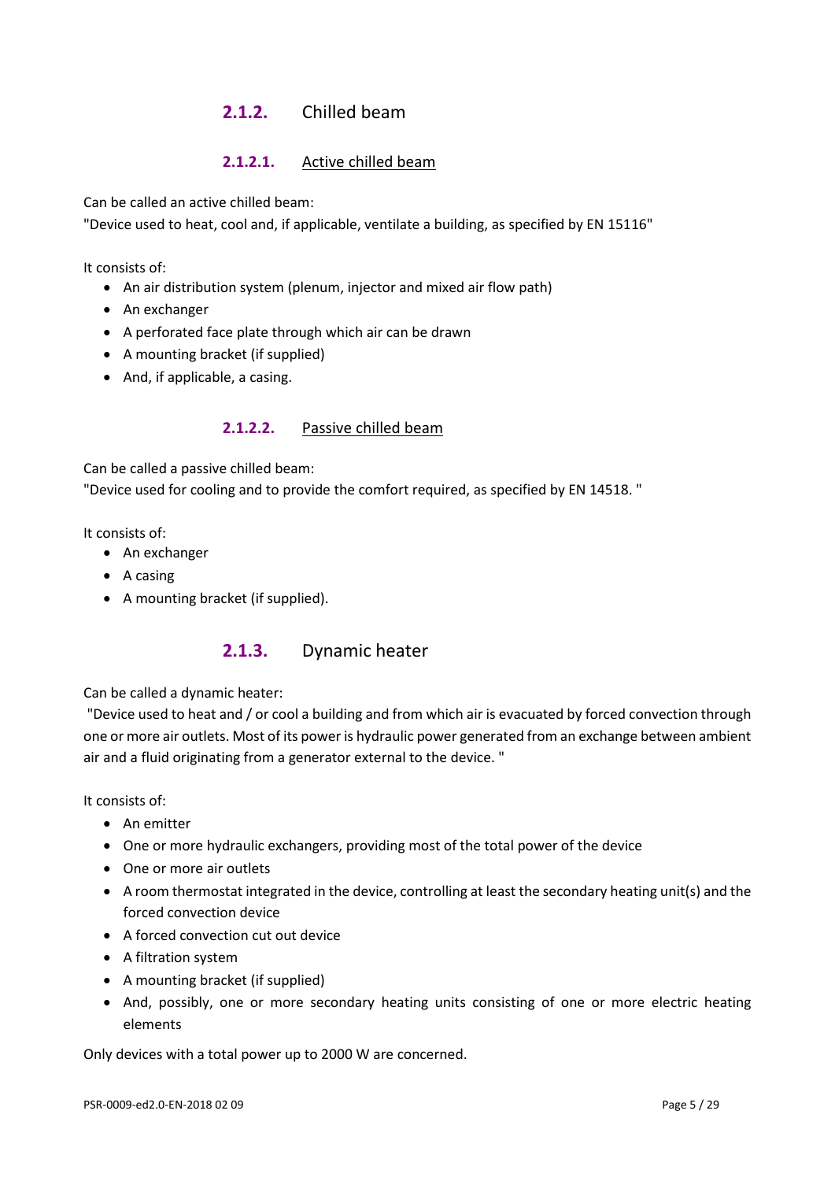### 2.1.2. Chilled beam

#### 2.1.2.1. Active chilled beam

Can be called an active chilled beam:
"Device used to heat, cool and, if applicable, ventilate a building, as specified by EN 15116"

It consists of:

- An air distribution system (plenum, injector and mixed air flow path)
- An exchanger
- A perforated face plate through which air can be drawn
- A mounting bracket (if supplied)
- And, if applicable, a casing.

#### 2.1.2.2. Passive chilled beam

Can be called a passive chilled beam:
"Device used for cooling and to provide the comfort required, as specified by EN 14518. "

It consists of:

- An exchanger
- A casing
- A mounting bracket (if supplied).

### 2.1.3. Dynamic heater

Can be called a dynamic heater:
"Device used to heat and / or cool a building and from which air is evacuated by forced convection through one or more air outlets. Most of its power is hydraulic power generated from an exchange between ambient air and a fluid originating from a generator external to the device. "

It consists of:

- An emitter
- One or more hydraulic exchangers, providing most of the total power of the device
- One or more air outlets
- A room thermostat integrated in the device, controlling at least the secondary heating unit(s) and the forced convection device
- A forced convection cut out device
- A filtration system
- A mounting bracket (if supplied)
- And, possibly, one or more secondary heating units consisting of one or more electric heating elements

Only devices with a total power up to 2000 W are concerned.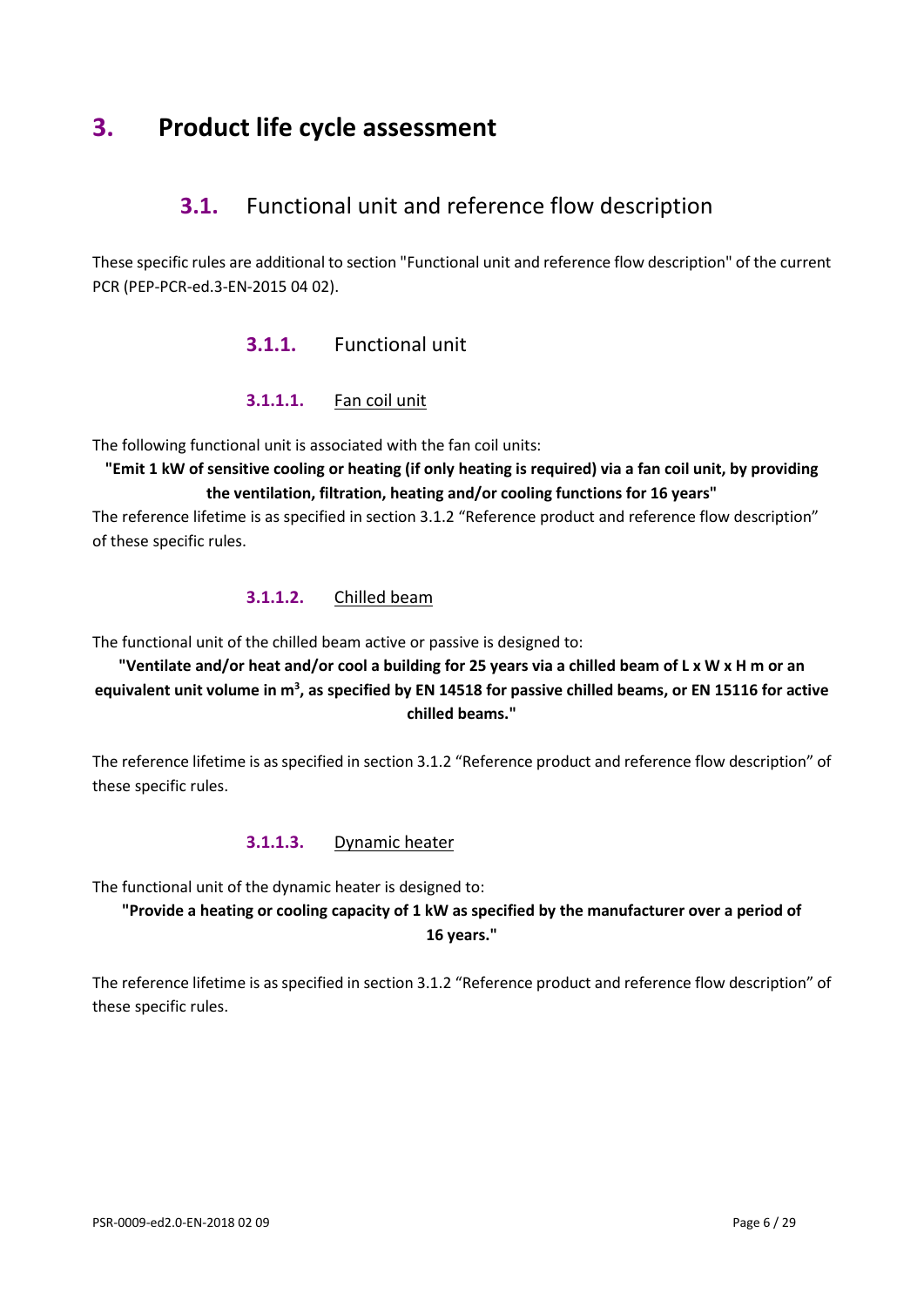# 3. Product life cycle assessment

## 3.1. Functional unit and reference flow description

These specific rules are additional to section "Functional unit and reference flow description" of the current PCR (PEP-PCR-ed.3-EN-2015 04 02).

### 3.1.1. Functional unit

#### 3.1.1.1. Fan coil unit

The following functional unit is associated with the fan coil units:

**"Emit 1 kW of sensitive cooling or heating (if only heating is required) via a fan coil unit, by providing the ventilation, filtration, heating and/or cooling functions for 16 years"**

The reference lifetime is as specified in section 3.1.2 "Reference product and reference flow description" of these specific rules.

#### 3.1.1.2. Chilled beam

The functional unit of the chilled beam active or passive is designed to:

**"Ventilate and/or heat and/or cool a building for 25 years via a chilled beam of L x W x H m or an equivalent unit volume in $m^3$, as specified by EN 14518 for passive chilled beams, or EN 15116 for active chilled beams."**

The reference lifetime is as specified in section 3.1.2 "Reference product and reference flow description" of these specific rules.

#### 3.1.1.3. Dynamic heater

The functional unit of the dynamic heater is designed to:

**"Provide a heating or cooling capacity of 1 kW as specified by the manufacturer over a period of 16 years."**

The reference lifetime is as specified in section 3.1.2 "Reference product and reference flow description" of these specific rules.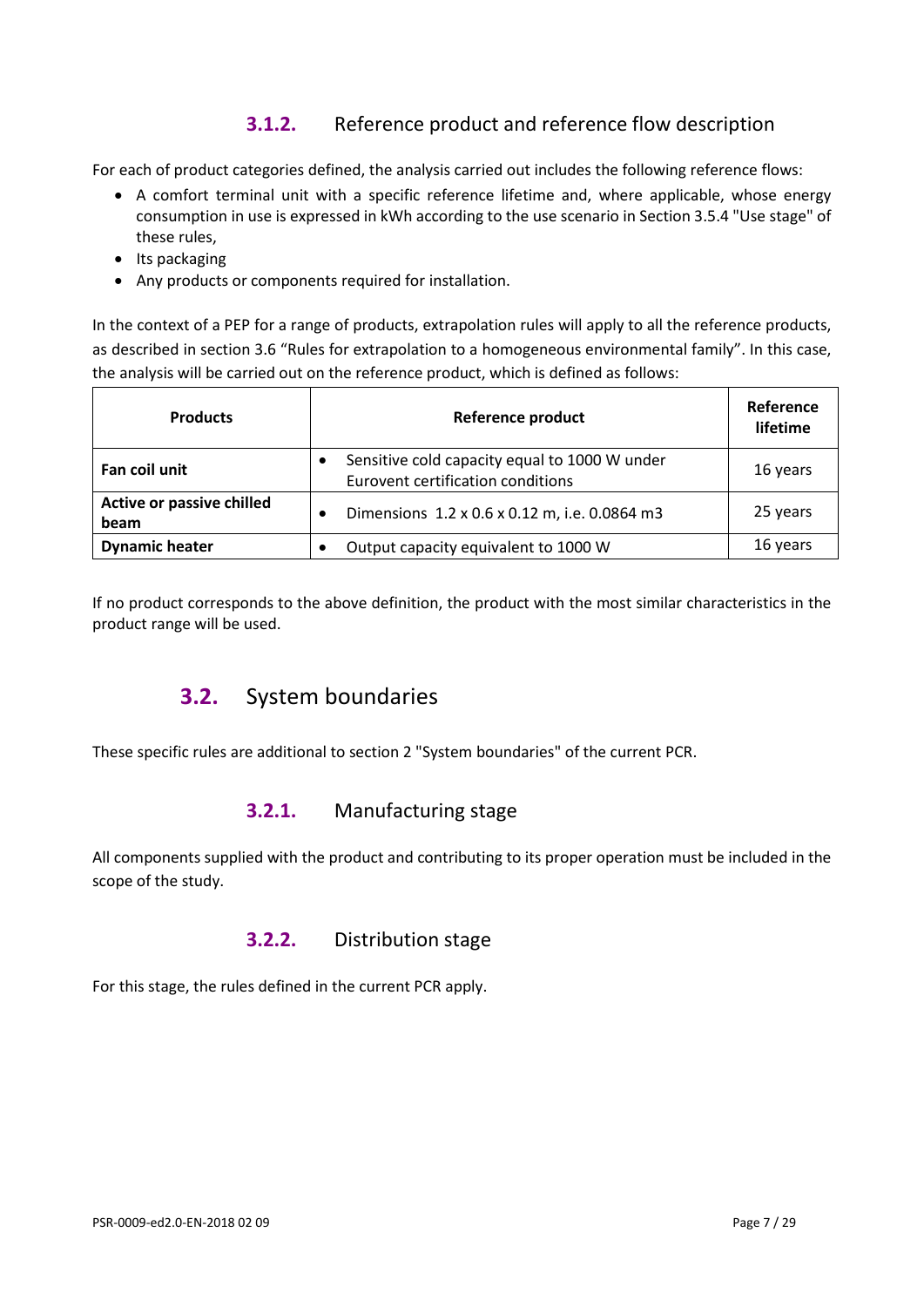### 3.1.2. Reference product and reference flow description

For each of product categories defined, the analysis carried out includes the following reference flows:

- A comfort terminal unit with a specific reference lifetime and, where applicable, whose energy consumption in use is expressed in kWh according to the use scenario in Section 3.5.4 "Use stage" of these rules,
- Its packaging
- Any products or components required for installation.

In the context of a PEP for a range of products, extrapolation rules will apply to all the reference products, as described in section 3.6 “Rules for extrapolation to a homogeneous environmental family”. In this case, the analysis will be carried out on the reference product, which is defined as follows:

| Products | Reference product | Reference lifetime |
|---|---|---|
| **Fan coil unit** | • Sensitive cold capacity equal to 1000 W under Eurovent certification conditions | 16 years |
| **Active or passive chilled beam** | • Dimensions 1.2 x 0.6 x 0.12 m, i.e. 0.0864 m3 | 25 years |
| **Dynamic heater** | • Output capacity equivalent to 1000 W | 16 years |

If no product corresponds to the above definition, the product with the most similar characteristics in the product range will be used.

## 3.2. System boundaries

These specific rules are additional to section 2 "System boundaries" of the current PCR.

### 3.2.1. Manufacturing stage

All components supplied with the product and contributing to its proper operation must be included in the scope of the study.

### 3.2.2. Distribution stage

For this stage, the rules defined in the current PCR apply.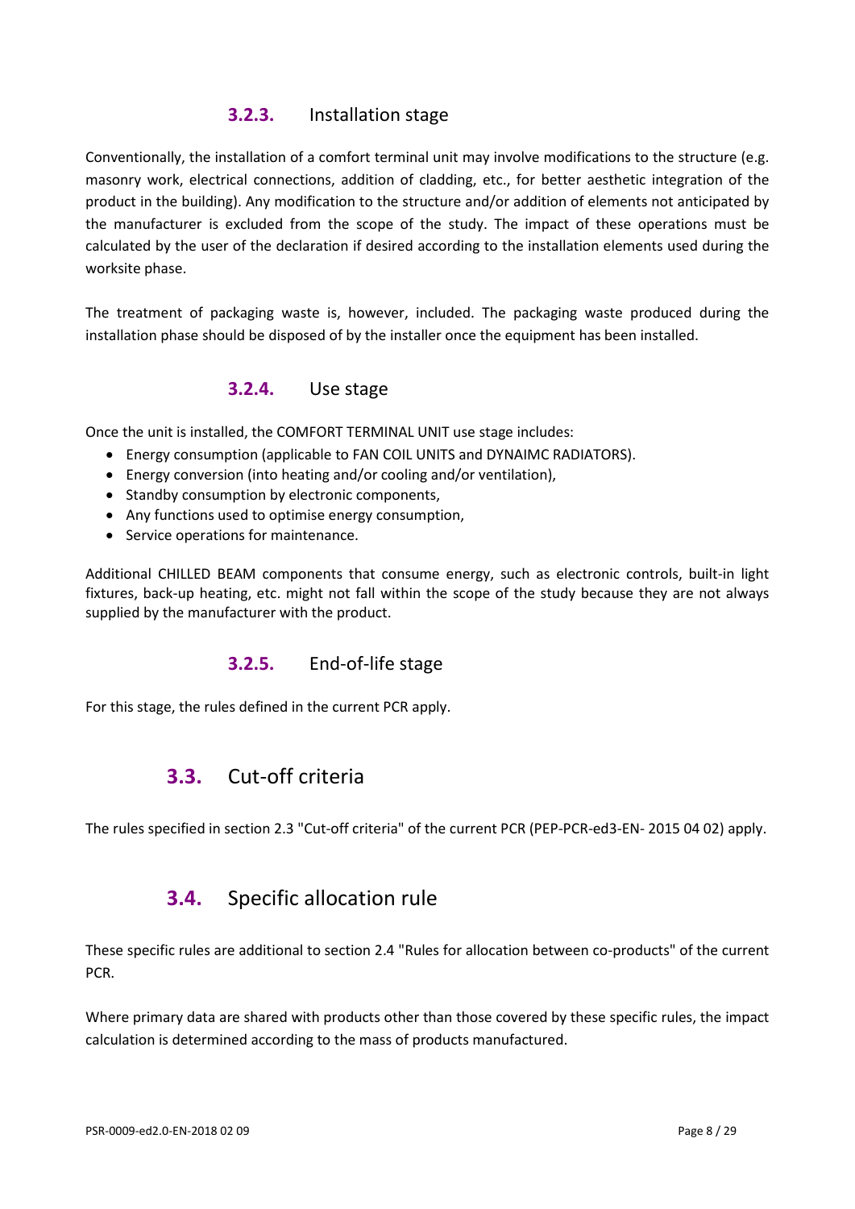### 3.2.3. Installation stage

Conventionally, the installation of a comfort terminal unit may involve modifications to the structure (e.g. masonry work, electrical connections, addition of cladding, etc., for better aesthetic integration of the product in the building). Any modification to the structure and/or addition of elements not anticipated by the manufacturer is excluded from the scope of the study. The impact of these operations must be calculated by the user of the declaration if desired according to the installation elements used during the worksite phase.

The treatment of packaging waste is, however, included. The packaging waste produced during the installation phase should be disposed of by the installer once the equipment has been installed.

### 3.2.4. Use stage

Once the unit is installed, the COMFORT TERMINAL UNIT use stage includes:

- Energy consumption (applicable to FAN COIL UNITS and DYNAIMC RADIATORS).
- Energy conversion (into heating and/or cooling and/or ventilation),
- Standby consumption by electronic components,
- Any functions used to optimise energy consumption,
- Service operations for maintenance.

Additional CHILLED BEAM components that consume energy, such as electronic controls, built-in light fixtures, back-up heating, etc. might not fall within the scope of the study because they are not always supplied by the manufacturer with the product.

### 3.2.5. End-of-life stage

For this stage, the rules defined in the current PCR apply.

## 3.3. Cut-off criteria

The rules specified in section 2.3 "Cut-off criteria" of the current PCR (PEP-PCR-ed3-EN- 2015 04 02) apply.

## 3.4. Specific allocation rule

These specific rules are additional to section 2.4 "Rules for allocation between co-products" of the current PCR.

Where primary data are shared with products other than those covered by these specific rules, the impact calculation is determined according to the mass of products manufactured.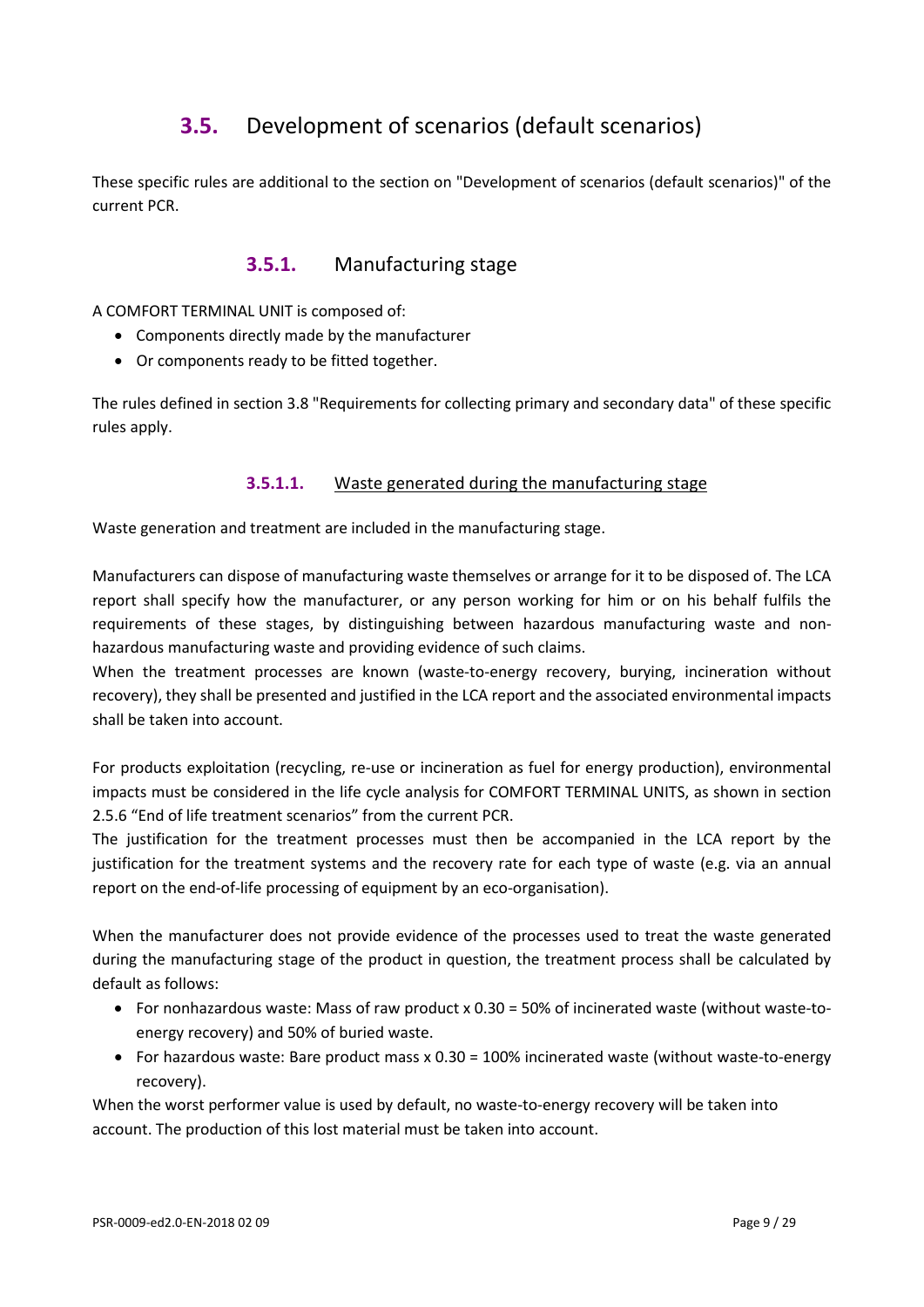## 3.5. Development of scenarios (default scenarios)

These specific rules are additional to the section on "Development of scenarios (default scenarios)" of the current PCR.

### 3.5.1. Manufacturing stage

A COMFORT TERMINAL UNIT is composed of:

- Components directly made by the manufacturer
- Or components ready to be fitted together.

The rules defined in section 3.8 "Requirements for collecting primary and secondary data" of these specific rules apply.

#### 3.5.1.1. Waste generated during the manufacturing stage

Waste generation and treatment are included in the manufacturing stage.

Manufacturers can dispose of manufacturing waste themselves or arrange for it to be disposed of. The LCA report shall specify how the manufacturer, or any person working for him or on his behalf fulfils the requirements of these stages, by distinguishing between hazardous manufacturing waste and non-hazardous manufacturing waste and providing evidence of such claims.

When the treatment processes are known (waste-to-energy recovery, burying, incineration without recovery), they shall be presented and justified in the LCA report and the associated environmental impacts shall be taken into account.

For products exploitation (recycling, re-use or incineration as fuel for energy production), environmental impacts must be considered in the life cycle analysis for COMFORT TERMINAL UNITS, as shown in section 2.5.6 "End of life treatment scenarios" from the current PCR.

The justification for the treatment processes must then be accompanied in the LCA report by the justification for the treatment systems and the recovery rate for each type of waste (e.g. via an annual report on the end-of-life processing of equipment by an eco-organisation).

When the manufacturer does not provide evidence of the processes used to treat the waste generated during the manufacturing stage of the product in question, the treatment process shall be calculated by default as follows:

- For nonhazardous waste: Mass of raw product x 0.30 = 50% of incinerated waste (without waste-to-energy recovery) and 50% of buried waste.
- For hazardous waste: Bare product mass x 0.30 = 100% incinerated waste (without waste-to-energy recovery).

When the worst performer value is used by default, no waste-to-energy recovery will be taken into account. The production of this lost material must be taken into account.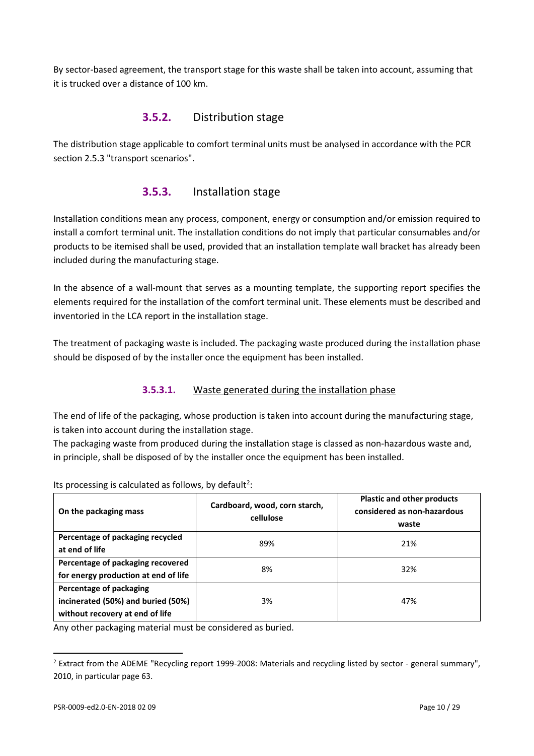By sector-based agreement, the transport stage for this waste shall be taken into account, assuming that it is trucked over a distance of 100 km.

### 3.5.2. Distribution stage

The distribution stage applicable to comfort terminal units must be analysed in accordance with the PCR section 2.5.3 "transport scenarios".

### 3.5.3. Installation stage

Installation conditions mean any process, component, energy or consumption and/or emission required to install a comfort terminal unit. The installation conditions do not imply that particular consumables and/or products to be itemised shall be used, provided that an installation template wall bracket has already been included during the manufacturing stage.

In the absence of a wall-mount that serves as a mounting template, the supporting report specifies the elements required for the installation of the comfort terminal unit. These elements must be described and inventoried in the LCA report in the installation stage.

The treatment of packaging waste is included. The packaging waste produced during the installation phase should be disposed of by the installer once the equipment has been installed.

#### 3.5.3.1. Waste generated during the installation phase

The end of life of the packaging, whose production is taken into account during the manufacturing stage, is taken into account during the installation stage.

The packaging waste from produced during the installation stage is classed as non-hazardous waste and, in principle, shall be disposed of by the installer once the equipment has been installed.

Its processing is calculated as follows, by default[2]:

| On the packaging mass | Cardboard, wood, corn starch, cellulose | Plastic and other products considered as non-hazardous waste |
|---|---|---|
| **Percentage of packaging recycled at end of life** | 89% | 21% |
| **Percentage of packaging recovered for energy production at end of life** | 8% | 32% |
| **Percentage of packaging incinerated (50%) and buried (50%) without recovery at end of life** | 3% | 47% |

Any other packaging material must be considered as buried.

[2] Extract from the ADEME "Recycling report 1999-2008: Materials and recycling listed by sector - general summary", 2010, in particular page 63.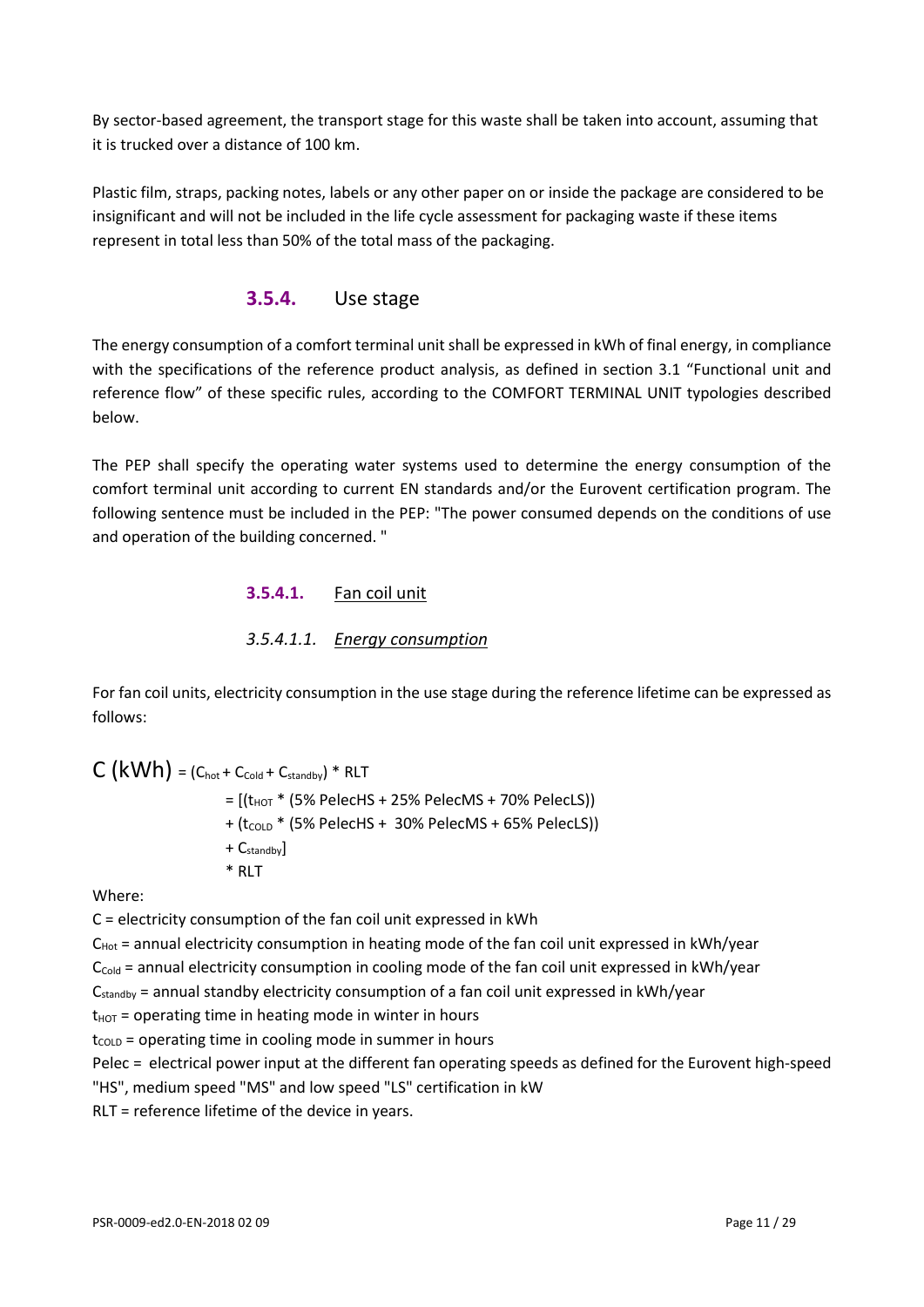By sector-based agreement, the transport stage for this waste shall be taken into account, assuming that it is trucked over a distance of 100 km.

Plastic film, straps, packing notes, labels or any other paper on or inside the package are considered to be insignificant and will not be included in the life cycle assessment for packaging waste if these items represent in total less than 50% of the total mass of the packaging.

## 3.5.4. Use stage

The energy consumption of a comfort terminal unit shall be expressed in kWh of final energy, in compliance with the specifications of the reference product analysis, as defined in section 3.1 "Functional unit and reference flow" of these specific rules, according to the COMFORT TERMINAL UNIT typologies described below.

The PEP shall specify the operating water systems used to determine the energy consumption of the comfort terminal unit according to current EN standards and/or the Eurovent certification program. The following sentence must be included in the PEP: "The power consumed depends on the conditions of use and operation of the building concerned. "

### 3.5.4.1. Fan coil unit

#### *3.5.4.1.1. Energy consumption*

For fan coil units, electricity consumption in the use stage during the reference lifetime can be expressed as follows:

$$
\begin{aligned}
C\ (kWh) &= (C_{hot} + C_{Cold} + C_{standby}) * RLT \\
&= [(t_{HOT} * (5\%\ PelecHS + 25\%\ PelecMS + 70\%\ PelecLS)) \\
&\quad + (t_{COLD} * (5\%\ PelecHS + 30\%\ PelecMS + 65\%\ PelecLS)) \\
&\quad + C_{standby}] \\
&\quad * RLT
\end{aligned}
$$

Where:

C = electricity consumption of the fan coil unit expressed in kWh

$C_{Hot}$ = annual electricity consumption in heating mode of the fan coil unit expressed in kWh/year

$C_{Cold}$ = annual electricity consumption in cooling mode of the fan coil unit expressed in kWh/year

$C_{standby}$ = annual standby electricity consumption of a fan coil unit expressed in kWh/year

$t_{HOT}$ = operating time in heating mode in winter in hours

$t_{COLD}$ = operating time in cooling mode in summer in hours

Pelec = electrical power input at the different fan operating speeds as defined for the Eurovent high-speed "HS", medium speed "MS" and low speed "LS" certification in kW

RLT = reference lifetime of the device in years.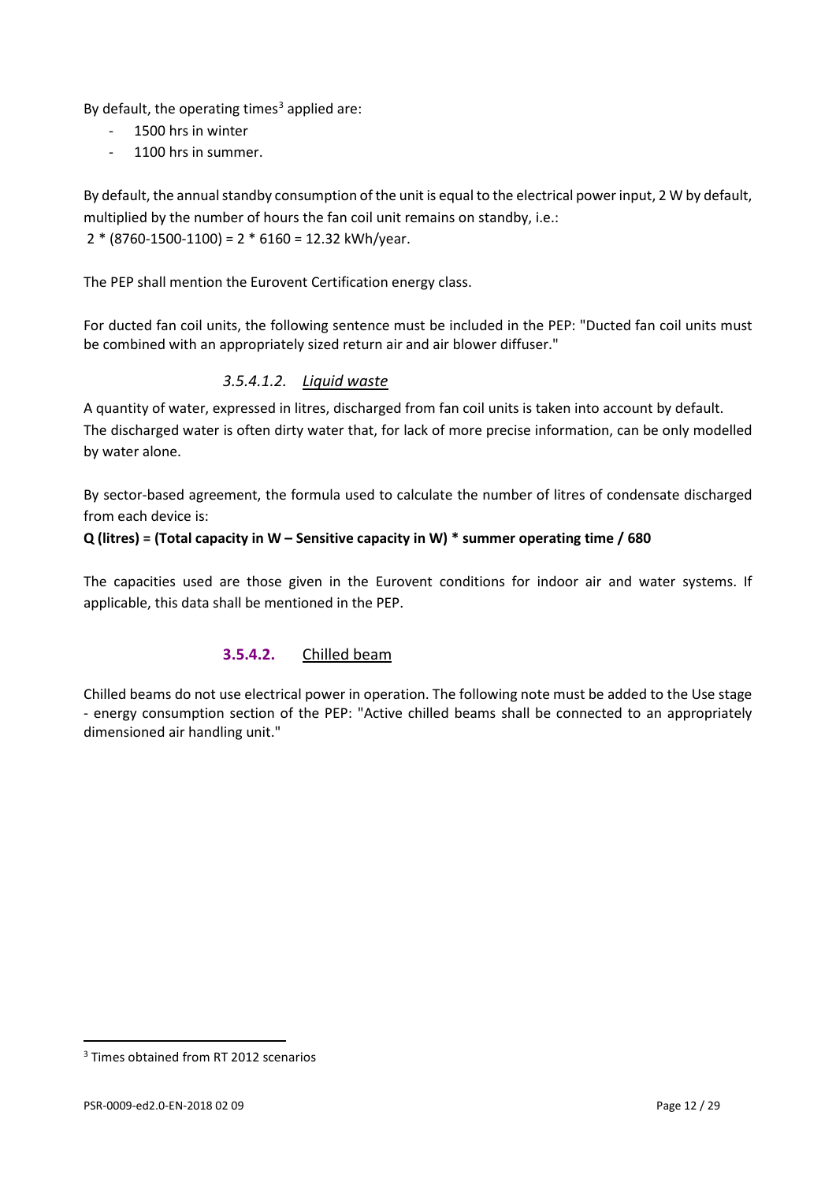By default, the operating times[3] applied are:

- 1500 hrs in winter
- 1100 hrs in summer.

By default, the annual standby consumption of the unit is equal to the electrical power input, 2 W by default, multiplied by the number of hours the fan coil unit remains on standby, i.e.:
2 * (8760-1500-1100) = 2 * 6160 = 12.32 kWh/year.

The PEP shall mention the Eurovent Certification energy class.

For ducted fan coil units, the following sentence must be included in the PEP: "Ducted fan coil units must be combined with an appropriately sized return air and air blower diffuser."

#### *3.5.4.1.2. Liquid waste*

A quantity of water, expressed in litres, discharged from fan coil units is taken into account by default. The discharged water is often dirty water that, for lack of more precise information, can be only modelled by water alone.

By sector-based agreement, the formula used to calculate the number of litres of condensate discharged from each device is:

**Q (litres) = (Total capacity in W – Sensitive capacity in W) * summer operating time / 680**

The capacities used are those given in the Eurovent conditions for indoor air and water systems. If applicable, this data shall be mentioned in the PEP.

### 3.5.4.2. Chilled beam

Chilled beams do not use electrical power in operation. The following note must be added to the Use stage - energy consumption section of the PEP: "Active chilled beams shall be connected to an appropriately dimensioned air handling unit."

[3] Times obtained from RT 2012 scenarios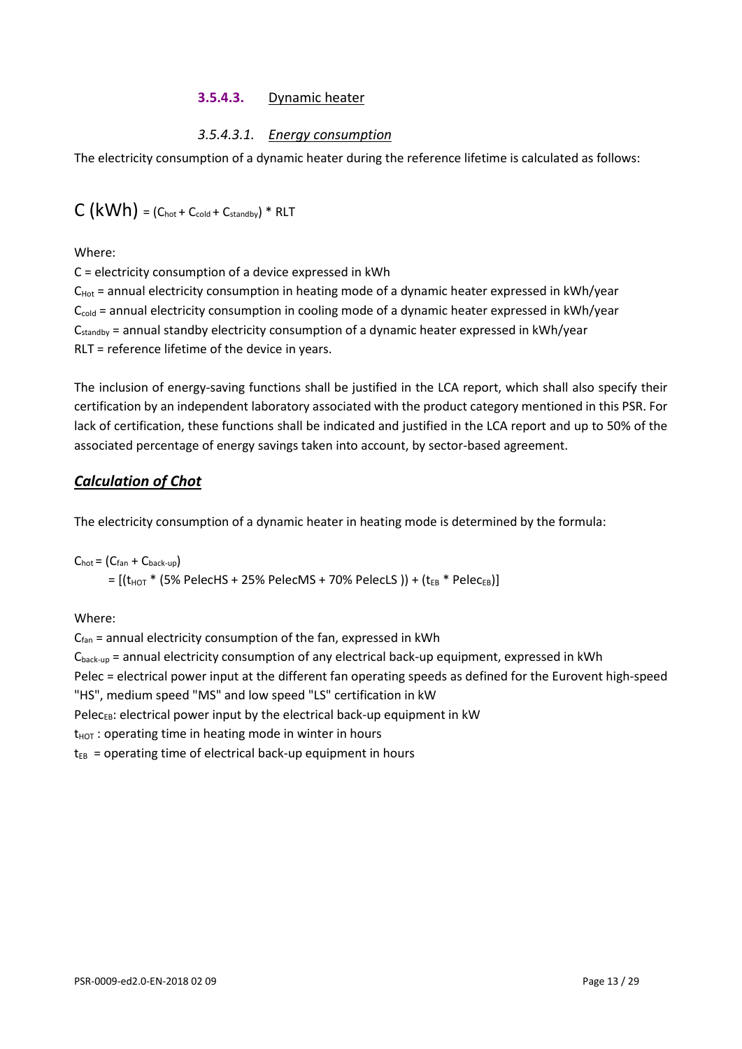### 3.5.4.3. Dynamic heater

#### *3.5.4.3.1. Energy consumption*

The electricity consumption of a dynamic heater during the reference lifetime is calculated as follows:

$$C\ (kWh) = (C_{hot} + C_{cold} + C_{standby}) * RLT$$

Where:

C = electricity consumption of a device expressed in kWh
$C_{Hot}$ = annual electricity consumption in heating mode of a dynamic heater expressed in kWh/year
$C_{cold}$ = annual electricity consumption in cooling mode of a dynamic heater expressed in kWh/year
$C_{standby}$ = annual standby electricity consumption of a dynamic heater expressed in kWh/year
RLT = reference lifetime of the device in years.

The inclusion of energy-saving functions shall be justified in the LCA report, which shall also specify their certification by an independent laboratory associated with the product category mentioned in this PSR. For lack of certification, these functions shall be indicated and justified in the LCA report and up to 50% of the associated percentage of energy savings taken into account, by sector-based agreement.

## ***Calculation of Chot***

The electricity consumption of a dynamic heater in heating mode is determined by the formula:

$$C_{hot} = (C_{fan} + C_{back\text{-}up})$$
$$= [(t_{HOT} * (5\%\ PelecHS + 25\%\ PelecMS + 70\%\ PelecLS)) + (t_{EB} * Pelec_{EB})]$$

Where:

$C_{fan}$ = annual electricity consumption of the fan, expressed in kWh
$C_{back\text{-}up}$ = annual electricity consumption of any electrical back-up equipment, expressed in kWh
Pelec = electrical power input at the different fan operating speeds as defined for the Eurovent high-speed "HS", medium speed "MS" and low speed "LS" certification in kW
$Pelec_{EB}$: electrical power input by the electrical back-up equipment in kW
$t_{HOT}$ : operating time in heating mode in winter in hours
$t_{EB}$ = operating time of electrical back-up equipment in hours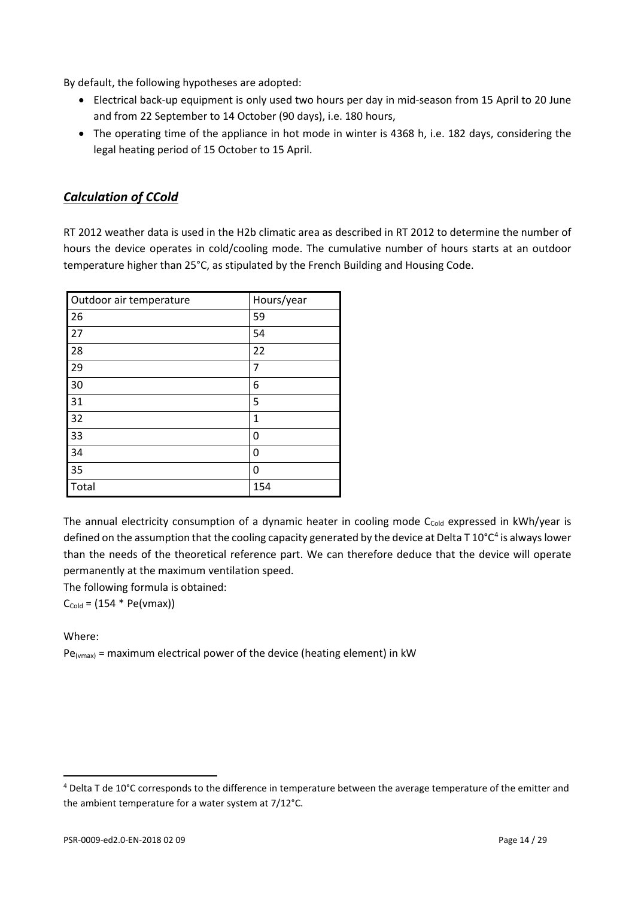By default, the following hypotheses are adopted:

- Electrical back-up equipment is only used two hours per day in mid-season from 15 April to 20 June and from 22 September to 14 October (90 days), i.e. 180 hours,
- The operating time of the appliance in hot mode in winter is 4368 h, i.e. 182 days, considering the legal heating period of 15 October to 15 April.

## ***Calculation of CCold***

RT 2012 weather data is used in the H2b climatic area as described in RT 2012 to determine the number of hours the device operates in cold/cooling mode. The cumulative number of hours starts at an outdoor temperature higher than 25°C, as stipulated by the French Building and Housing Code.

| Outdoor air temperature | Hours/year |
|---|---|
| 26 | 59 |
| 27 | 54 |
| 28 | 22 |
| 29 | 7 |
| 30 | 6 |
| 31 | 5 |
| 32 | 1 |
| 33 | 0 |
| 34 | 0 |
| 35 | 0 |
| Total | 154 |

The annual electricity consumption of a dynamic heater in cooling mode $C_{Cold}$ expressed in kWh/year is defined on the assumption that the cooling capacity generated by the device at Delta T 10°C[4] is always lower than the needs of the theoretical reference part. We can therefore deduce that the device will operate permanently at the maximum ventilation speed.

The following formula is obtained:

$C_{Cold} = (154 * Pe(vmax))$

Where:

$Pe_{(vmax)}$ = maximum electrical power of the device (heating element) in kW

[4] Delta T de 10°C corresponds to the difference in temperature between the average temperature of the emitter and the ambient temperature for a water system at 7/12°C.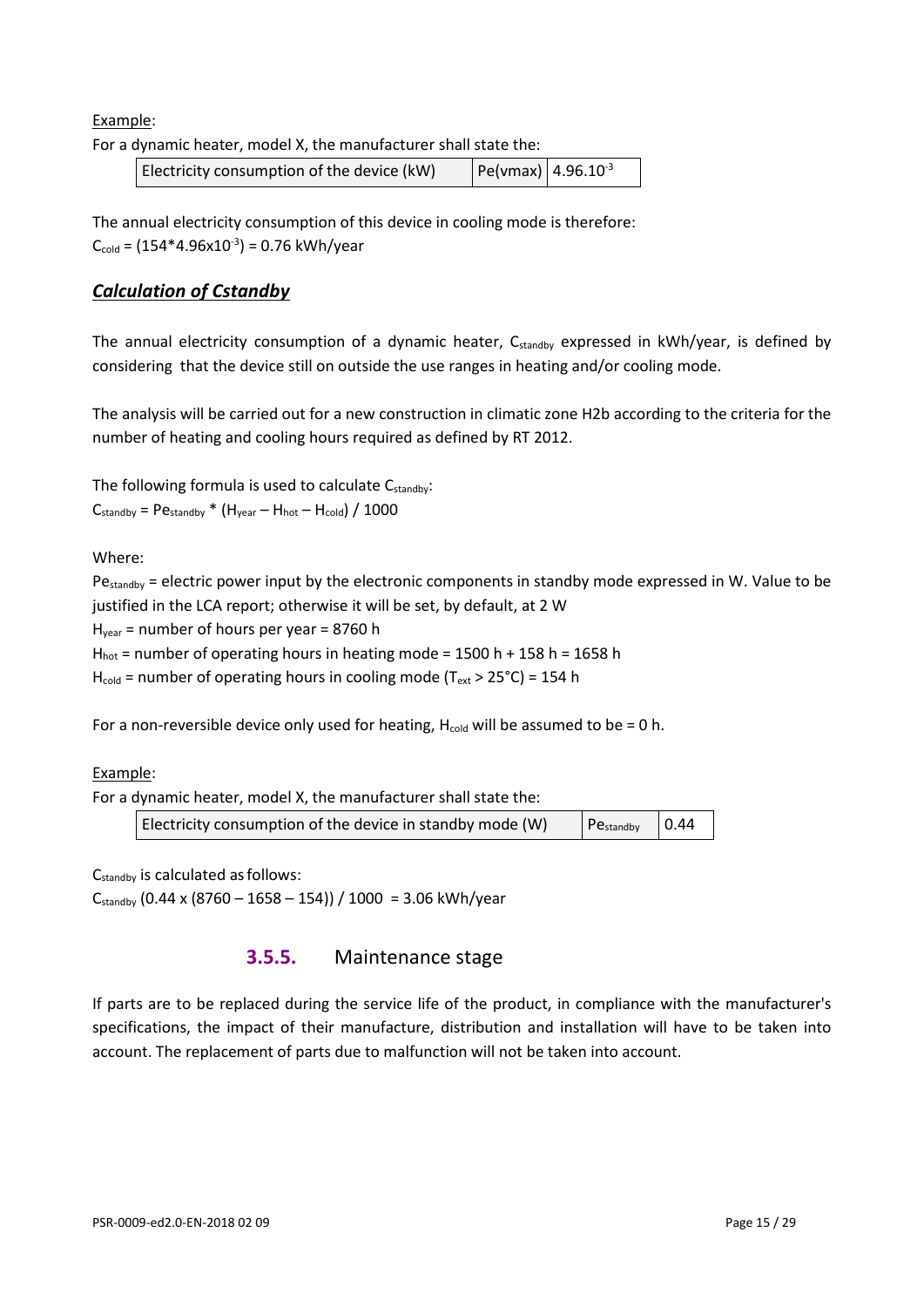Example:

For a dynamic heater, model X, the manufacturer shall state the:

| Electricity consumption of the device (kW) | Pe(vmax) | $4.96.10^{-3}$ |
|---|---|---|

The annual electricity consumption of this device in cooling mode is therefore:
$C_{cold} = (154*4.96x10^{-3}) = 0.76$ kWh/year

### ***Calculation of Cstandby***

The annual electricity consumption of a dynamic heater, $C_{standby}$ expressed in kWh/year, is defined by considering that the device still on outside the use ranges in heating and/or cooling mode.

The analysis will be carried out for a new construction in climatic zone H2b according to the criteria for the number of heating and cooling hours required as defined by RT 2012.

The following formula is used to calculate $C_{standby}$:
$C_{standby} = Pe_{standby} * (H_{year} – H_{hot} – H_{cold}) / 1000$

Where:

$Pe_{standby}$ = electric power input by the electronic components in standby mode expressed in W. Value to be justified in the LCA report; otherwise it will be set, by default, at 2 W
$H_{year}$ = number of hours per year = 8760 h
$H_{hot}$ = number of operating hours in heating mode = 1500 h + 158 h = 1658 h
$H_{cold}$ = number of operating hours in cooling mode ($T_{ext}$ > 25°C) = 154 h

For a non-reversible device only used for heating, $H_{cold}$ will be assumed to be = 0 h.

Example:

For a dynamic heater, model X, the manufacturer shall state the:

| Electricity consumption of the device in standby mode (W) | $Pe_{standby}$ | 0.44 |
|---|---|---|

$C_{standby}$ is calculated as follows:
$C_{standby}$ (0.44 x (8760 – 1658 – 154)) / 1000 = 3.06 kWh/year

### **3.5.5.** Maintenance stage

If parts are to be replaced during the service life of the product, in compliance with the manufacturer's specifications, the impact of their manufacture, distribution and installation will have to be taken into account. The replacement of parts due to malfunction will not be taken into account.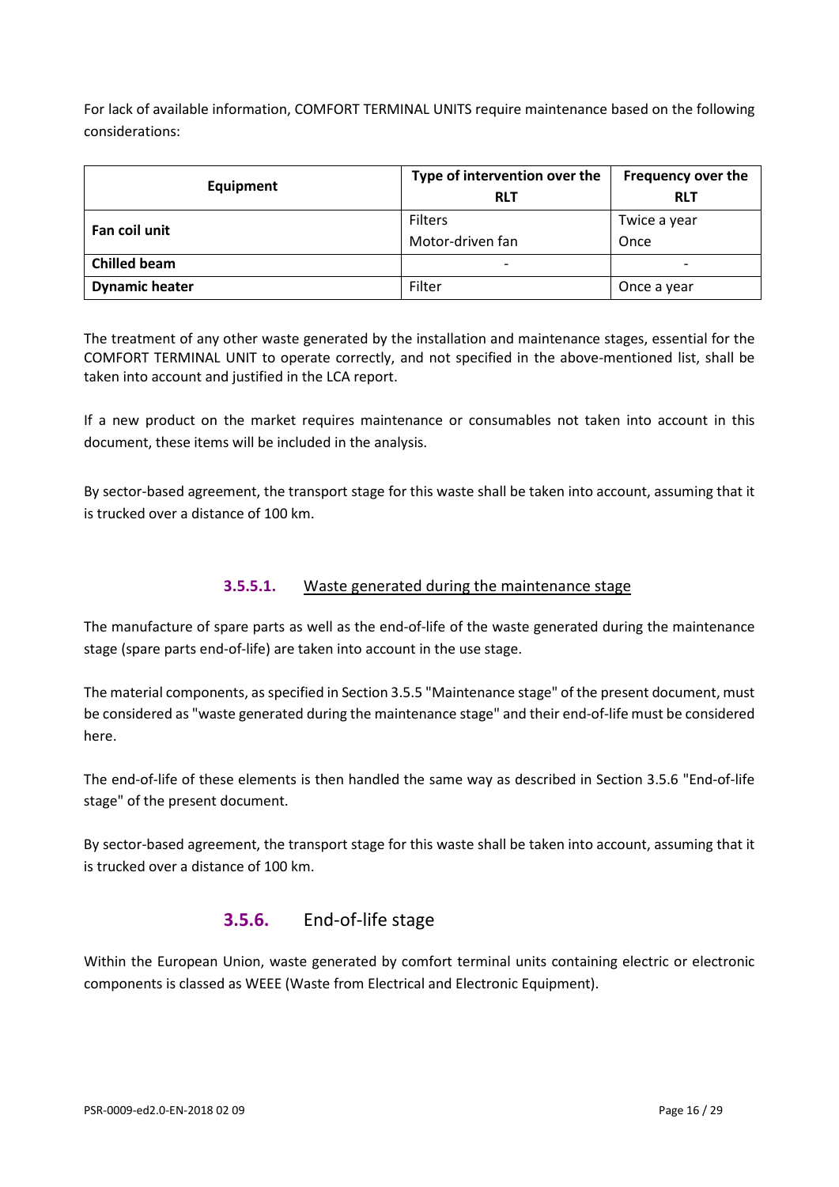For lack of available information, COMFORT TERMINAL UNITS require maintenance based on the following considerations:

| Equipment | Type of intervention over the RLT | Frequency over the RLT |
|---|---|---|
| **Fan coil unit** | Filters | Twice a year |
| | Motor-driven fan | Once |
| **Chilled beam** | - | - |
| **Dynamic heater** | Filter | Once a year |

The treatment of any other waste generated by the installation and maintenance stages, essential for the COMFORT TERMINAL UNIT to operate correctly, and not specified in the above-mentioned list, shall be taken into account and justified in the LCA report.

If a new product on the market requires maintenance or consumables not taken into account in this document, these items will be included in the analysis.

By sector-based agreement, the transport stage for this waste shall be taken into account, assuming that it is trucked over a distance of 100 km.

#### 3.5.5.1. Waste generated during the maintenance stage

The manufacture of spare parts as well as the end-of-life of the waste generated during the maintenance stage (spare parts end-of-life) are taken into account in the use stage.

The material components, as specified in Section 3.5.5 "Maintenance stage" of the present document, must be considered as "waste generated during the maintenance stage" and their end-of-life must be considered here.

The end-of-life of these elements is then handled the same way as described in Section 3.5.6 "End-of-life stage" of the present document.

By sector-based agreement, the transport stage for this waste shall be taken into account, assuming that it is trucked over a distance of 100 km.

### 3.5.6. End-of-life stage

Within the European Union, waste generated by comfort terminal units containing electric or electronic components is classed as WEEE (Waste from Electrical and Electronic Equipment).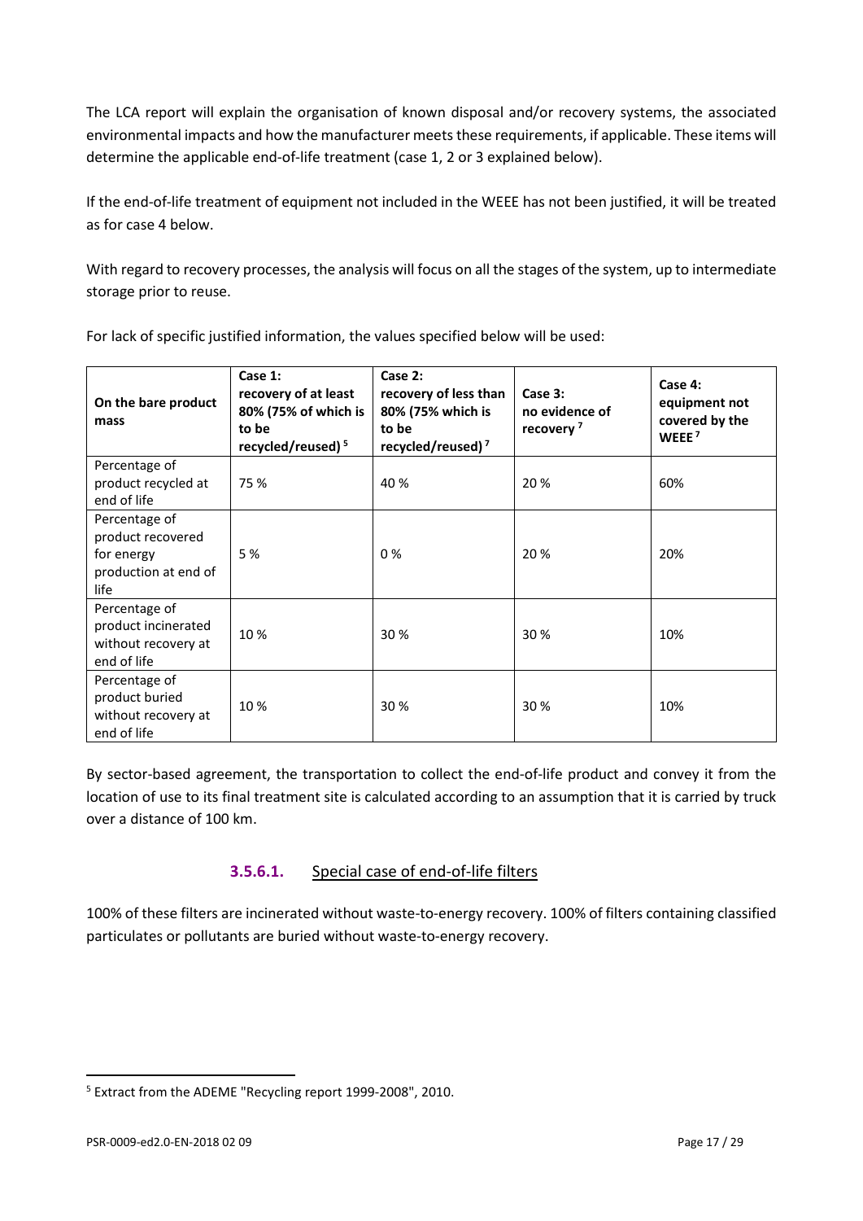The LCA report will explain the organisation of known disposal and/or recovery systems, the associated environmental impacts and how the manufacturer meets these requirements, if applicable. These items will determine the applicable end-of-life treatment (case 1, 2 or 3 explained below).

If the end-of-life treatment of equipment not included in the WEEE has not been justified, it will be treated as for case 4 below.

With regard to recovery processes, the analysis will focus on all the stages of the system, up to intermediate storage prior to reuse.

For lack of specific justified information, the values specified below will be used:

| On the bare product mass | Case 1: recovery of at least 80% (75% of which is to be recycled/reused) [5] | Case 2: recovery of less than 80% (75% which is to be recycled/reused) [7] | Case 3: no evidence of recovery [7] | Case 4: equipment not covered by the WEEE [7] |
|---|---|---|---|---|
| Percentage of product recycled at end of life | 75 % | 40 % | 20 % | 60% |
| Percentage of product recovered for energy production at end of life | 5 % | 0 % | 20 % | 20% |
| Percentage of product incinerated without recovery at end of life | 10 % | 30 % | 30 % | 10% |
| Percentage of product buried without recovery at end of life | 10 % | 30 % | 30 % | 10% |

By sector-based agreement, the transportation to collect the end-of-life product and convey it from the location of use to its final treatment site is calculated according to an assumption that it is carried by truck over a distance of 100 km.

#### 3.5.6.1. Special case of end-of-life filters

100% of these filters are incinerated without waste-to-energy recovery. 100% of filters containing classified particulates or pollutants are buried without waste-to-energy recovery.

[5] Extract from the ADEME "Recycling report 1999-2008", 2010.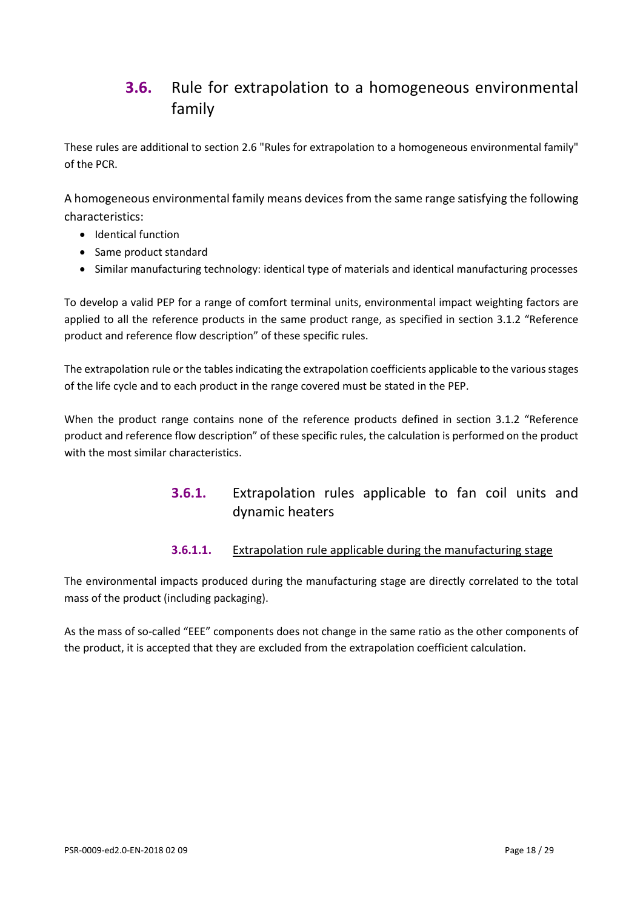## 3.6. Rule for extrapolation to a homogeneous environmental family

These rules are additional to section 2.6 "Rules for extrapolation to a homogeneous environmental family" of the PCR.

A homogeneous environmental family means devices from the same range satisfying the following characteristics:

- Identical function
- Same product standard
- Similar manufacturing technology: identical type of materials and identical manufacturing processes

To develop a valid PEP for a range of comfort terminal units, environmental impact weighting factors are applied to all the reference products in the same product range, as specified in section 3.1.2 “Reference product and reference flow description” of these specific rules.

The extrapolation rule or the tables indicating the extrapolation coefficients applicable to the various stages of the life cycle and to each product in the range covered must be stated in the PEP.

When the product range contains none of the reference products defined in section 3.1.2 “Reference product and reference flow description” of these specific rules, the calculation is performed on the product with the most similar characteristics.

### 3.6.1. Extrapolation rules applicable to fan coil units and dynamic heaters

#### 3.6.1.1. Extrapolation rule applicable during the manufacturing stage

The environmental impacts produced during the manufacturing stage are directly correlated to the total mass of the product (including packaging).

As the mass of so-called “EEE” components does not change in the same ratio as the other components of the product, it is accepted that they are excluded from the extrapolation coefficient calculation.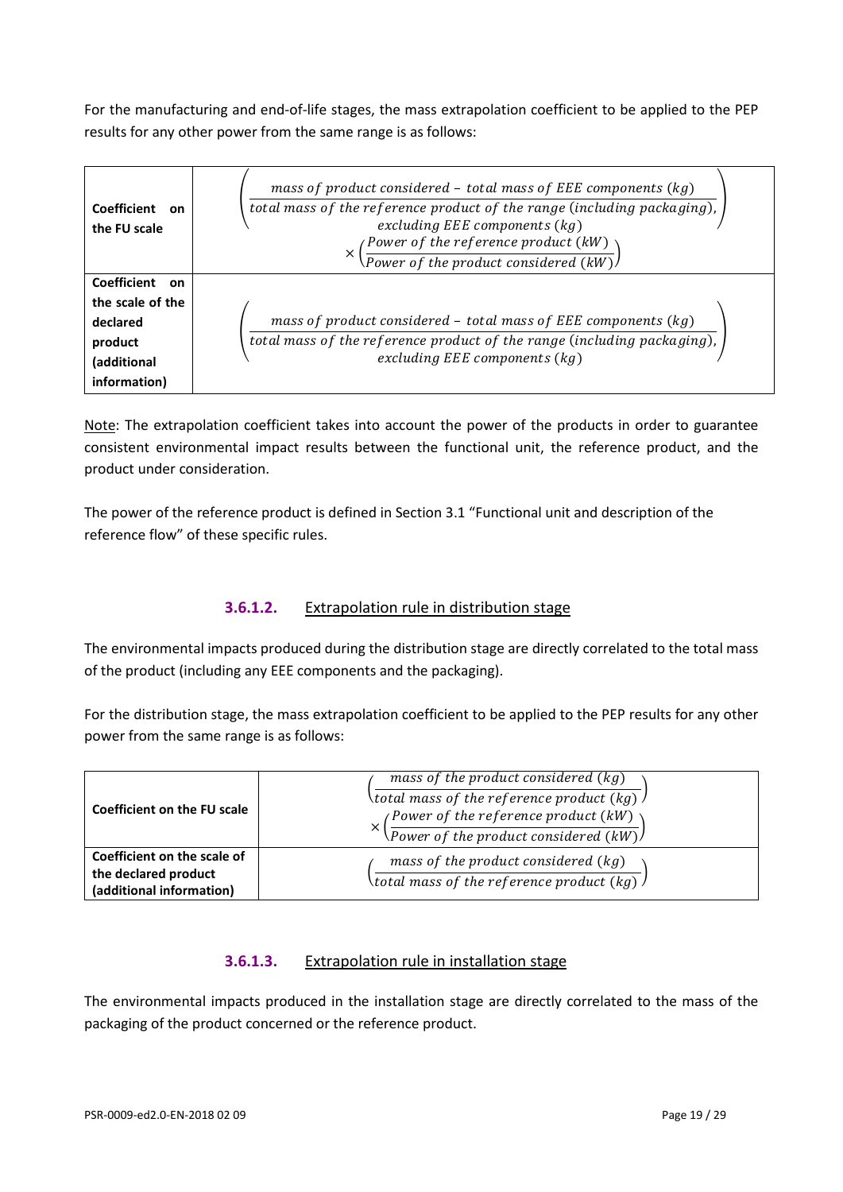For the manufacturing and end-of-life stages, the mass extrapolation coefficient to be applied to the PEP results for any other power from the same range is as follows:

| | |
|---|---|
| **Coefficient on the FU scale** | $\left(\dfrac{mass\ of\ product\ considered - total\ mass\ of\ EEE\ components\ (kg)}{total\ mass\ of\ the\ reference\ product\ of\ the\ range\ (including\ packaging),\ excluding\ EEE\ components\ (kg)}\right) \times \left(\dfrac{Power\ of\ the\ reference\ product\ (kW)}{Power\ of\ the\ product\ considered\ (kW)}\right)$ |
| **Coefficient on the scale of the declared product (additional information)** | $\left(\dfrac{mass\ of\ product\ considered - total\ mass\ of\ EEE\ components\ (kg)}{total\ mass\ of\ the\ reference\ product\ of\ the\ range\ (including\ packaging),\ excluding\ EEE\ components\ (kg)}\right)$ |

Note: The extrapolation coefficient takes into account the power of the products in order to guarantee consistent environmental impact results between the functional unit, the reference product, and the product under consideration.

The power of the reference product is defined in Section 3.1 "Functional unit and description of the reference flow" of these specific rules.

#### 3.6.1.2. Extrapolation rule in distribution stage

The environmental impacts produced during the distribution stage are directly correlated to the total mass of the product (including any EEE components and the packaging).

For the distribution stage, the mass extrapolation coefficient to be applied to the PEP results for any other power from the same range is as follows:

| | |
|---|---|
| **Coefficient on the FU scale** | $\left(\dfrac{mass\ of\ the\ product\ considered\ (kg)}{total\ mass\ of\ the\ reference\ product\ (kg)}\right) \times \left(\dfrac{Power\ of\ the\ reference\ product\ (kW)}{Power\ of\ the\ product\ considered\ (kW)}\right)$ |
| **Coefficient on the scale of the declared product (additional information)** | $\left(\dfrac{mass\ of\ the\ product\ considered\ (kg)}{total\ mass\ of\ the\ reference\ product\ (kg)}\right)$ |

#### 3.6.1.3. Extrapolation rule in installation stage

The environmental impacts produced in the installation stage are directly correlated to the mass of the packaging of the product concerned or the reference product.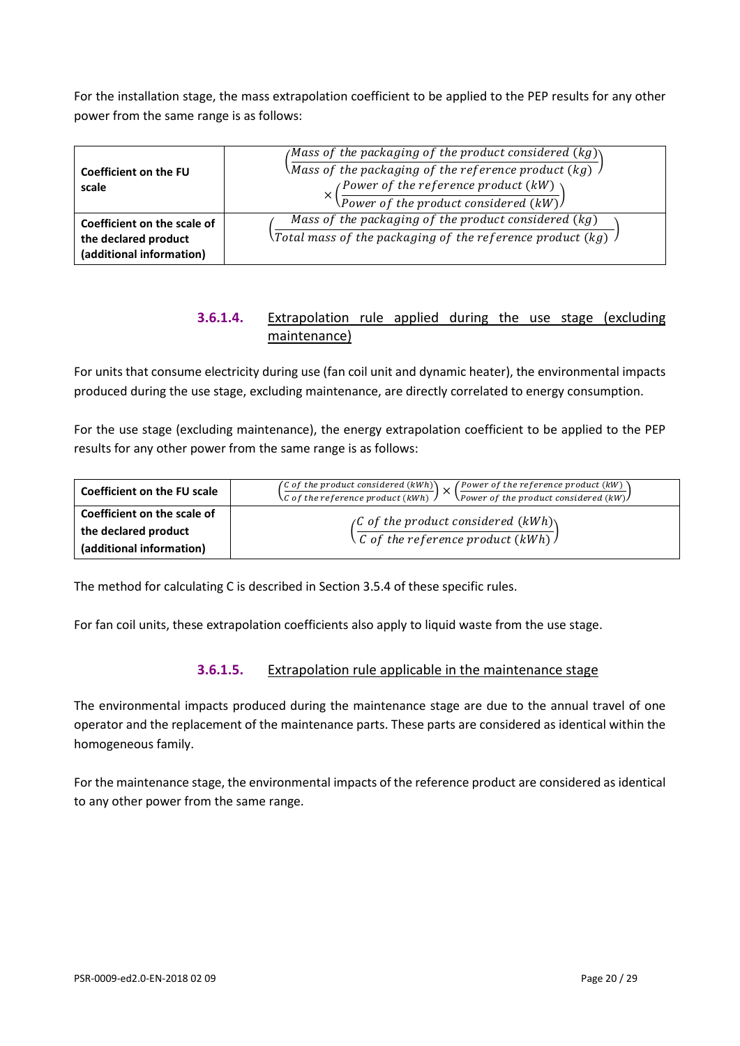For the installation stage, the mass extrapolation coefficient to be applied to the PEP results for any other power from the same range is as follows:

| | |
|---|---|
| **Coefficient on the FU scale** | $\left(\frac{Mass\ of\ the\ packaging\ of\ the\ product\ considered\ (kg)}{Mass\ of\ the\ packaging\ of\ the\ reference\ product\ (kg)}\right) \times \left(\frac{Power\ of\ the\ reference\ product\ (kW)}{Power\ of\ the\ product\ considered\ (kW)}\right)$ |
| **Coefficient on the scale of the declared product (additional information)** | $\left(\frac{Mass\ of\ the\ packaging\ of\ the\ product\ considered\ (kg)}{Total\ mass\ of\ the\ packaging\ of\ the\ reference\ product\ (kg)}\right)$ |

#### 3.6.1.4. Extrapolation rule applied during the use stage (excluding maintenance)

For units that consume electricity during use (fan coil unit and dynamic heater), the environmental impacts produced during the use stage, excluding maintenance, are directly correlated to energy consumption.

For the use stage (excluding maintenance), the energy extrapolation coefficient to be applied to the PEP results for any other power from the same range is as follows:

| | |
|---|---|
| **Coefficient on the FU scale** | $\left(\frac{C\ of\ the\ product\ considered\ (kWh)}{C\ of\ the\ reference\ product\ (kWh)}\right) \times \left(\frac{Power\ of\ the\ reference\ product\ (kW)}{Power\ of\ the\ product\ considered\ (kW)}\right)$ |
| **Coefficient on the scale of the declared product (additional information)** | $\left(\frac{C\ of\ the\ product\ considered\ (kWh)}{C\ of\ the\ reference\ product\ (kWh)}\right)$ |

The method for calculating C is described in Section 3.5.4 of these specific rules.

For fan coil units, these extrapolation coefficients also apply to liquid waste from the use stage.

#### 3.6.1.5. Extrapolation rule applicable in the maintenance stage

The environmental impacts produced during the maintenance stage are due to the annual travel of one operator and the replacement of the maintenance parts. These parts are considered as identical within the homogeneous family.

For the maintenance stage, the environmental impacts of the reference product are considered as identical to any other power from the same range.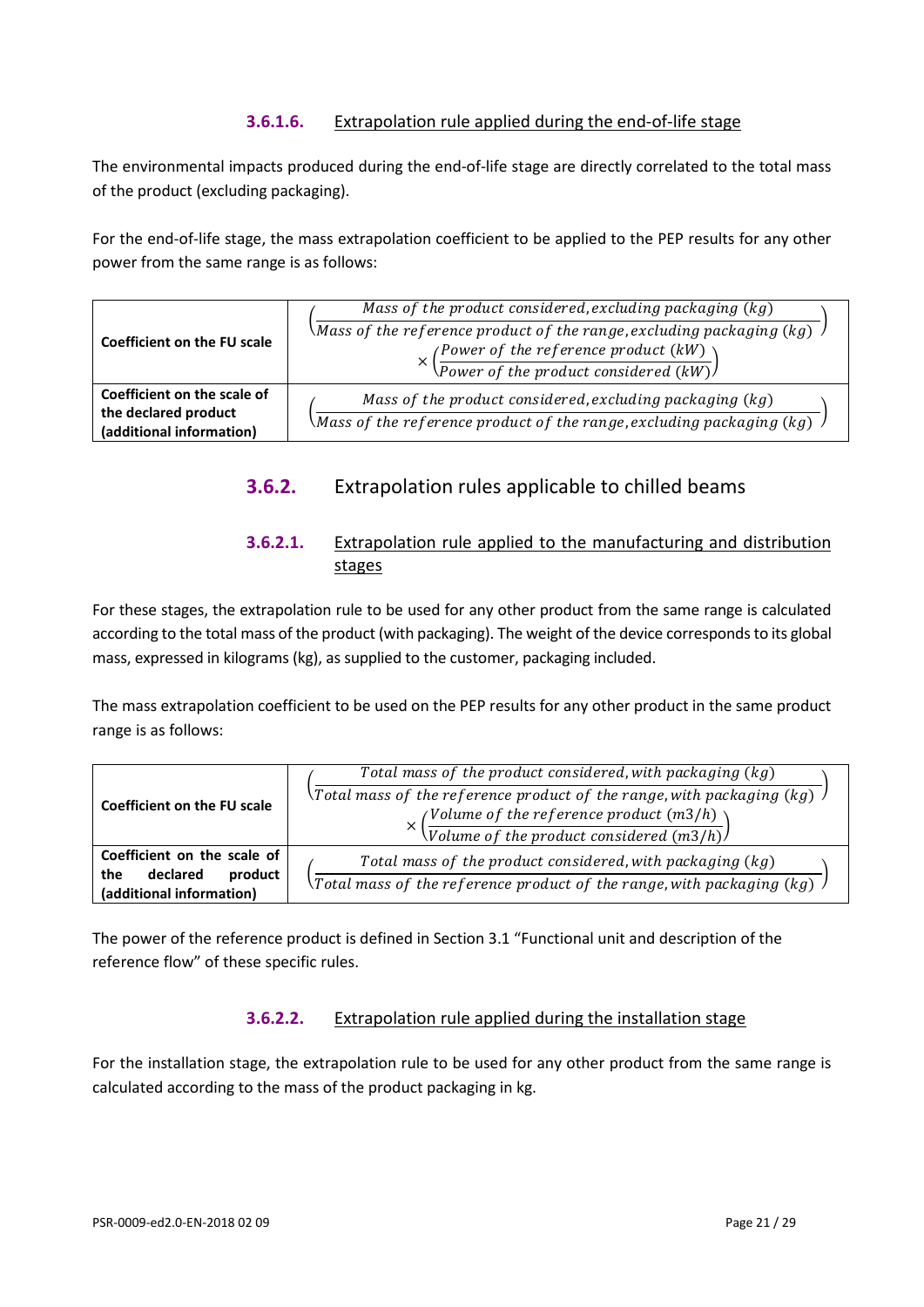#### 3.6.1.6. Extrapolation rule applied during the end-of-life stage

The environmental impacts produced during the end-of-life stage are directly correlated to the total mass of the product (excluding packaging).

For the end-of-life stage, the mass extrapolation coefficient to be applied to the PEP results for any other power from the same range is as follows:

| | |
|---|---|
| **Coefficient on the FU scale** | $\left(\frac{Mass\ of\ the\ product\ considered, excluding\ packaging\ (kg)}{Mass\ of\ the\ reference\ product\ of\ the\ range, excluding\ packaging\ (kg)}\right) \times \left(\frac{Power\ of\ the\ reference\ product\ (kW)}{Power\ of\ the\ product\ considered\ (kW)}\right)$ |
| **Coefficient on the scale of the declared product (additional information)** | $\left(\frac{Mass\ of\ the\ product\ considered, excluding\ packaging\ (kg)}{Mass\ of\ the\ reference\ product\ of\ the\ range, excluding\ packaging\ (kg)}\right)$ |

### 3.6.2. Extrapolation rules applicable to chilled beams

#### 3.6.2.1. Extrapolation rule applied to the manufacturing and distribution stages

For these stages, the extrapolation rule to be used for any other product from the same range is calculated according to the total mass of the product (with packaging). The weight of the device corresponds to its global mass, expressed in kilograms (kg), as supplied to the customer, packaging included.

The mass extrapolation coefficient to be used on the PEP results for any other product in the same product range is as follows:

| | |
|---|---|
| **Coefficient on the FU scale** | $\left(\frac{Total\ mass\ of\ the\ product\ considered, with\ packaging\ (kg)}{Total\ mass\ of\ the\ reference\ product\ of\ the\ range, with\ packaging\ (kg)}\right) \times \left(\frac{Volume\ of\ the\ reference\ product\ (m3/h)}{Volume\ of\ the\ product\ considered\ (m3/h)}\right)$ |
| **Coefficient on the scale of the declared product (additional information)** | $\left(\frac{Total\ mass\ of\ the\ product\ considered, with\ packaging\ (kg)}{Total\ mass\ of\ the\ reference\ product\ of\ the\ range, with\ packaging\ (kg)}\right)$ |

The power of the reference product is defined in Section 3.1 "Functional unit and description of the reference flow" of these specific rules.

#### 3.6.2.2. Extrapolation rule applied during the installation stage

For the installation stage, the extrapolation rule to be used for any other product from the same range is calculated according to the mass of the product packaging in kg.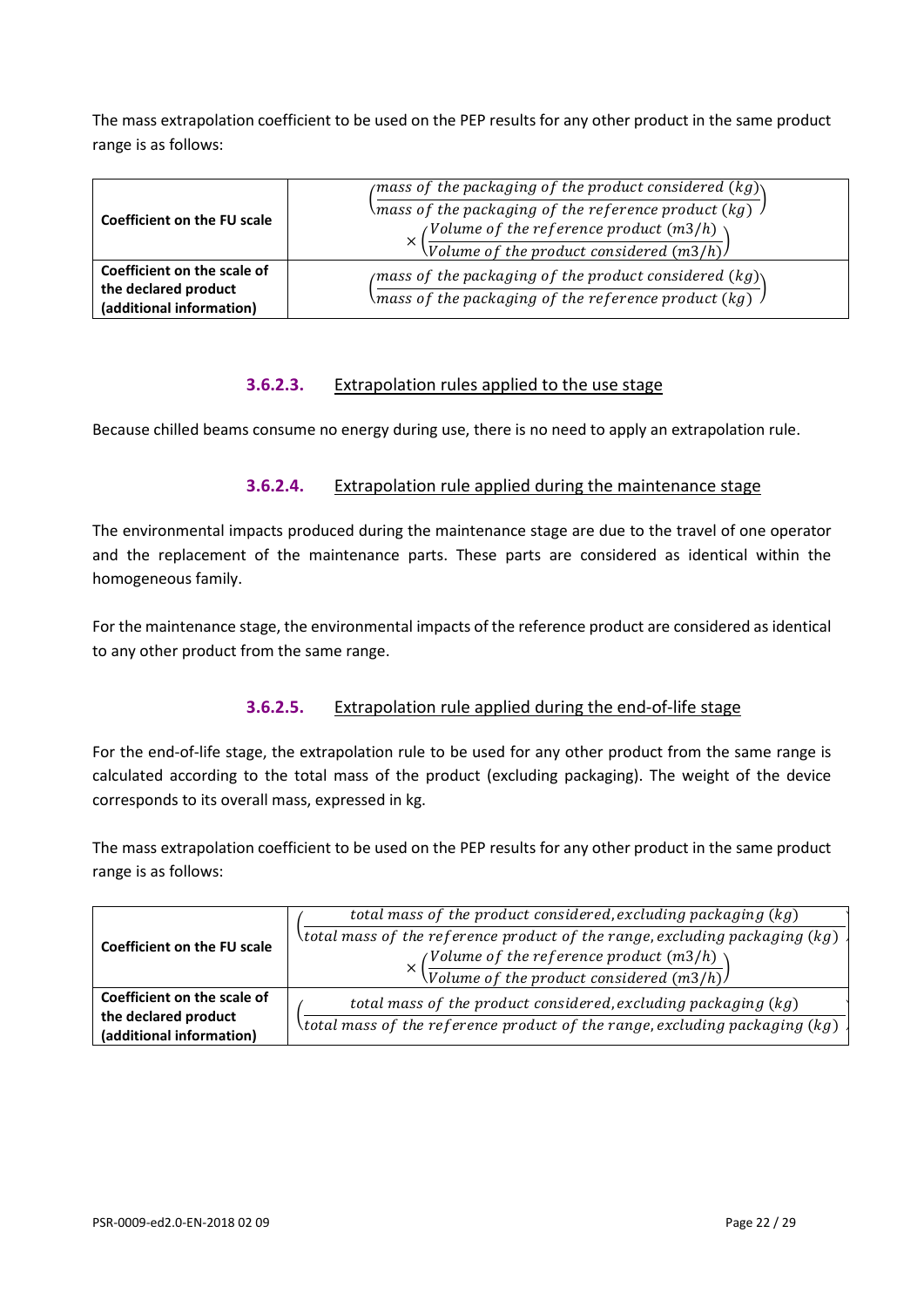The mass extrapolation coefficient to be used on the PEP results for any other product in the same product range is as follows:

| | |
|---|---|
| **Coefficient on the FU scale** | $\left(\frac{mass\ of\ the\ packaging\ of\ the\ product\ considered\ (kg)}{mass\ of\ the\ packaging\ of\ the\ reference\ product\ (kg)}\right) \times \left(\frac{Volume\ of\ the\ reference\ product\ (m3/h)}{Volume\ of\ the\ product\ considered\ (m3/h)}\right)$ |
| **Coefficient on the scale of the declared product (additional information)** | $\left(\frac{mass\ of\ the\ packaging\ of\ the\ product\ considered\ (kg)}{mass\ of\ the\ packaging\ of\ the\ reference\ product\ (kg)}\right)$ |

### 3.6.2.3. Extrapolation rules applied to the use stage

Because chilled beams consume no energy during use, there is no need to apply an extrapolation rule.

### 3.6.2.4. Extrapolation rule applied during the maintenance stage

The environmental impacts produced during the maintenance stage are due to the travel of one operator and the replacement of the maintenance parts. These parts are considered as identical within the homogeneous family.

For the maintenance stage, the environmental impacts of the reference product are considered as identical to any other product from the same range.

### 3.6.2.5. Extrapolation rule applied during the end-of-life stage

For the end-of-life stage, the extrapolation rule to be used for any other product from the same range is calculated according to the total mass of the product (excluding packaging). The weight of the device corresponds to its overall mass, expressed in kg.

The mass extrapolation coefficient to be used on the PEP results for any other product in the same product range is as follows:

| | |
|---|---|
| **Coefficient on the FU scale** | $\left(\frac{total\ mass\ of\ the\ product\ considered, excluding\ packaging\ (kg)}{total\ mass\ of\ the\ reference\ product\ of\ the\ range, excluding\ packaging\ (kg)}\right) \times \left(\frac{Volume\ of\ the\ reference\ product\ (m3/h)}{Volume\ of\ the\ product\ considered\ (m3/h)}\right)$ |
| **Coefficient on the scale of the declared product (additional information)** | $\left(\frac{total\ mass\ of\ the\ product\ considered, excluding\ packaging\ (kg)}{total\ mass\ of\ the\ reference\ product\ of\ the\ range, excluding\ packaging\ (kg)}\right)$ |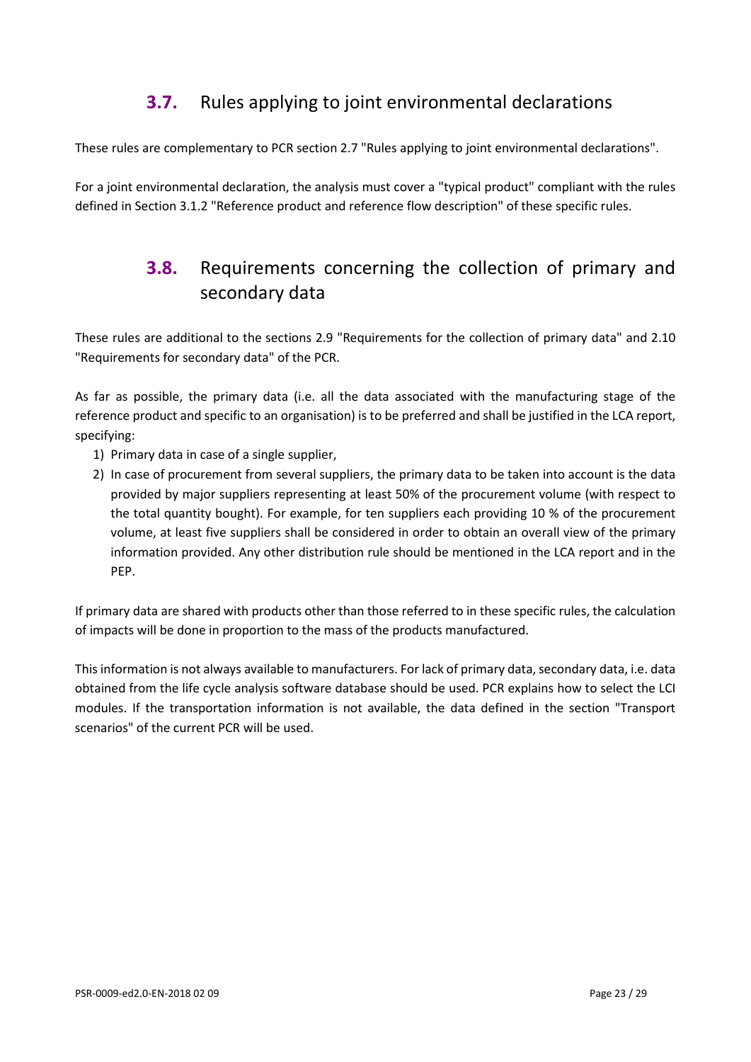## 3.7. Rules applying to joint environmental declarations

These rules are complementary to PCR section 2.7 "Rules applying to joint environmental declarations".

For a joint environmental declaration, the analysis must cover a "typical product" compliant with the rules defined in Section 3.1.2 "Reference product and reference flow description" of these specific rules.

## 3.8. Requirements concerning the collection of primary and secondary data

These rules are additional to the sections 2.9 "Requirements for the collection of primary data" and 2.10 "Requirements for secondary data" of the PCR.

As far as possible, the primary data (i.e. all the data associated with the manufacturing stage of the reference product and specific to an organisation) is to be preferred and shall be justified in the LCA report, specifying:

1) Primary data in case of a single supplier,
2) In case of procurement from several suppliers, the primary data to be taken into account is the data provided by major suppliers representing at least 50% of the procurement volume (with respect to the total quantity bought). For example, for ten suppliers each providing 10 % of the procurement volume, at least five suppliers shall be considered in order to obtain an overall view of the primary information provided. Any other distribution rule should be mentioned in the LCA report and in the PEP.

If primary data are shared with products other than those referred to in these specific rules, the calculation of impacts will be done in proportion to the mass of the products manufactured.

This information is not always available to manufacturers. For lack of primary data, secondary data, i.e. data obtained from the life cycle analysis software database should be used. PCR explains how to select the LCI modules. If the transportation information is not available, the data defined in the section "Transport scenarios" of the current PCR will be used.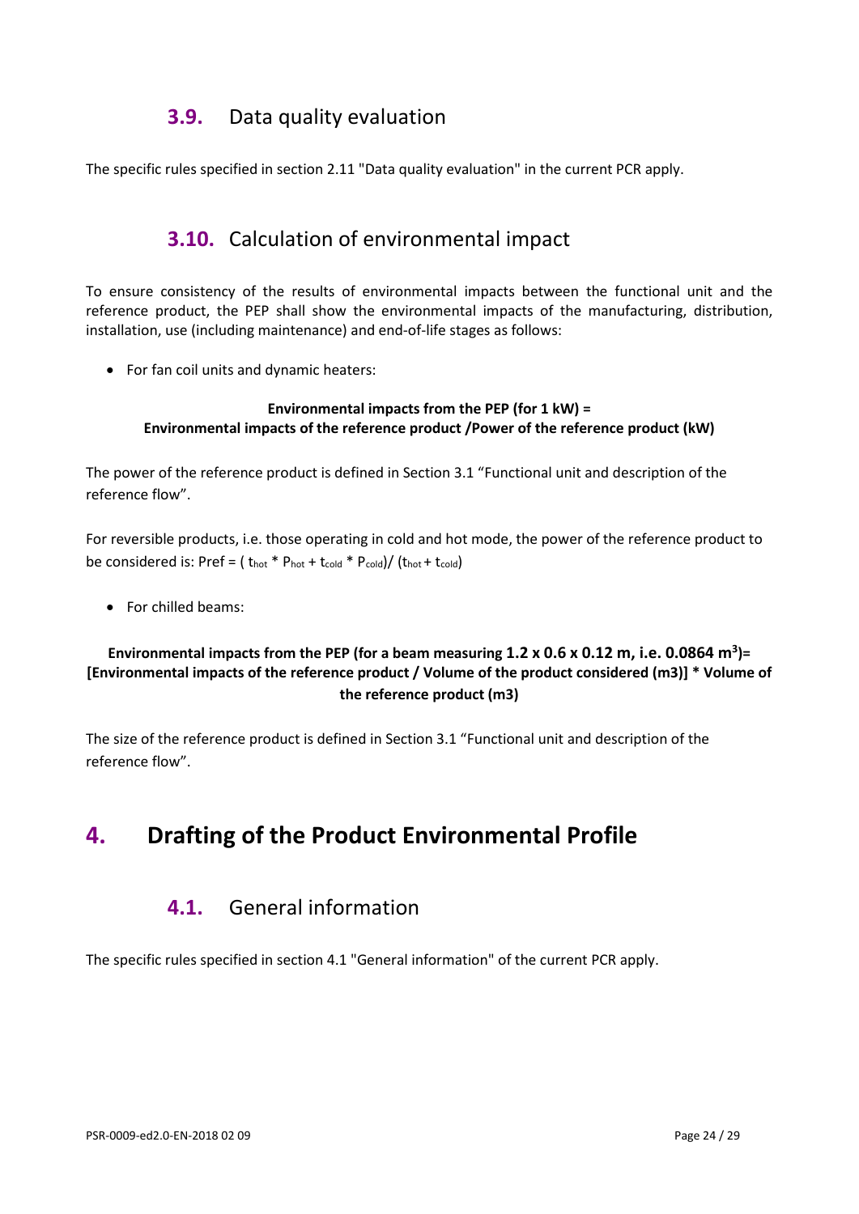## 3.9. Data quality evaluation

The specific rules specified in section 2.11 "Data quality evaluation" in the current PCR apply.

## 3.10. Calculation of environmental impact

To ensure consistency of the results of environmental impacts between the functional unit and the reference product, the PEP shall show the environmental impacts of the manufacturing, distribution, installation, use (including maintenance) and end-of-life stages as follows:

- For fan coil units and dynamic heaters:

**Environmental impacts from the PEP (for 1 kW) =**
**Environmental impacts of the reference product /Power of the reference product (kW)**

The power of the reference product is defined in Section 3.1 “Functional unit and description of the reference flow”.

For reversible products, i.e. those operating in cold and hot mode, the power of the reference product to be considered is: $P_{ref} = ( t_{hot} * P_{hot} + t_{cold} * P_{cold})/ (t_{hot} + t_{cold})$

- For chilled beams:

**Environmental impacts from the PEP (for a beam measuring 1.2 x 0.6 x 0.12 m, i.e. 0.0864 $m^3$)= [Environmental impacts of the reference product / Volume of the product considered (m3)] * Volume of the reference product (m3)**

The size of the reference product is defined in Section 3.1 “Functional unit and description of the reference flow”.

# 4. Drafting of the Product Environmental Profile

## 4.1. General information

The specific rules specified in section 4.1 "General information" of the current PCR apply.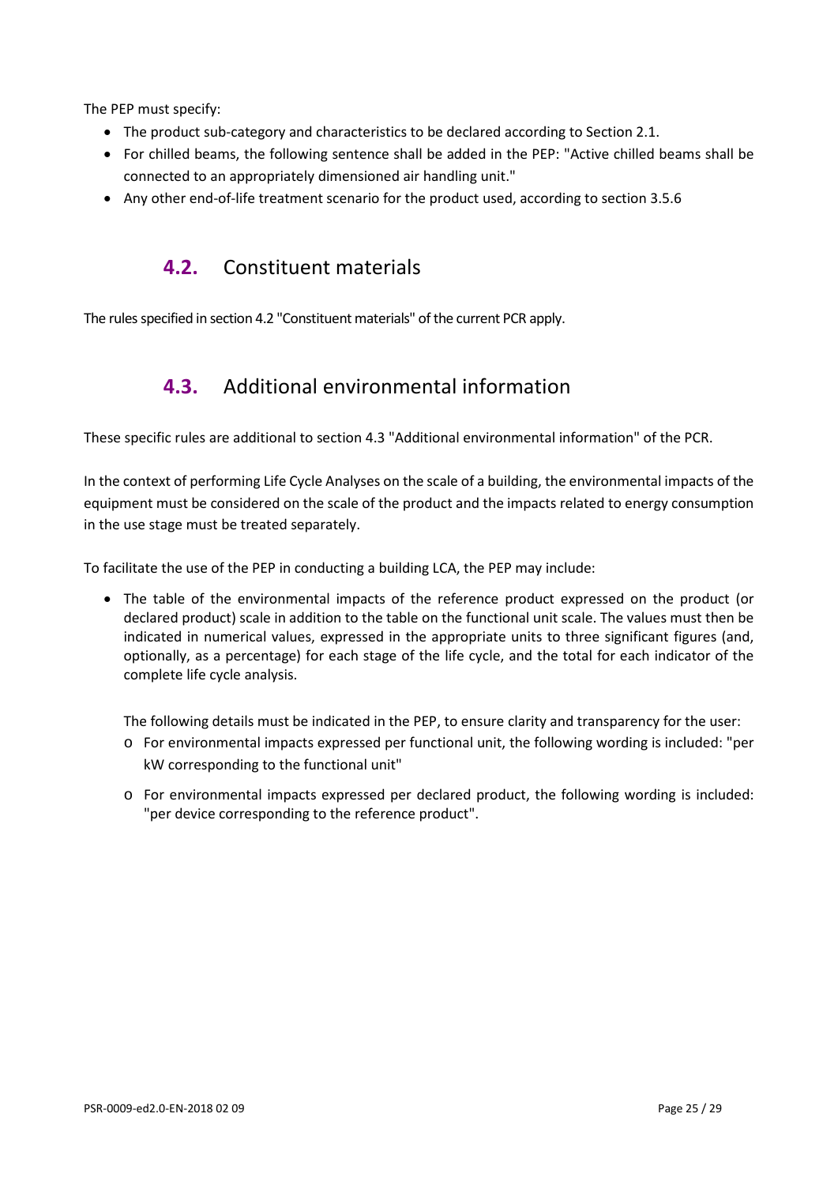The PEP must specify:

- The product sub-category and characteristics to be declared according to Section 2.1.
- For chilled beams, the following sentence shall be added in the PEP: "Active chilled beams shall be connected to an appropriately dimensioned air handling unit."
- Any other end-of-life treatment scenario for the product used, according to section 3.5.6

## 4.2. Constituent materials

The rules specified in section 4.2 "Constituent materials" of the current PCR apply.

## 4.3. Additional environmental information

These specific rules are additional to section 4.3 "Additional environmental information" of the PCR.

In the context of performing Life Cycle Analyses on the scale of a building, the environmental impacts of the equipment must be considered on the scale of the product and the impacts related to energy consumption in the use stage must be treated separately.

To facilitate the use of the PEP in conducting a building LCA, the PEP may include:

- The table of the environmental impacts of the reference product expressed on the product (or declared product) scale in addition to the table on the functional unit scale. The values must then be indicated in numerical values, expressed in the appropriate units to three significant figures (and, optionally, as a percentage) for each stage of the life cycle, and the total for each indicator of the complete life cycle analysis.

  The following details must be indicated in the PEP, to ensure clarity and transparency for the user:
  - For environmental impacts expressed per functional unit, the following wording is included: "per kW corresponding to the functional unit"
  - For environmental impacts expressed per declared product, the following wording is included: "per device corresponding to the reference product".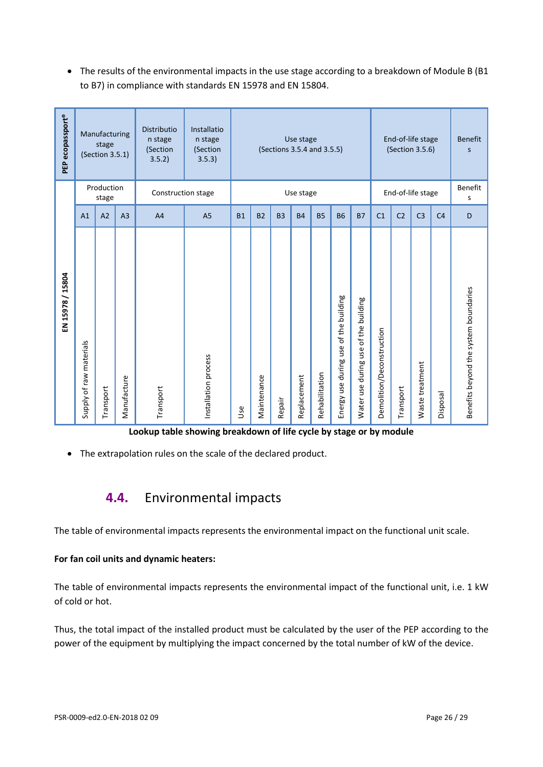- The results of the environmental impacts in the use stage according to a breakdown of Module B (B1 to B7) in compliance with standards EN 15978 and EN 15804.

| PEP ecopassport® | Manufacturing stage (Section 3.5.1) | | | Distribution stage (Section 3.5.2) | Installation stage (Section 3.5.3) | Use stage (Sections 3.5.4 and 3.5.5) | | | | | | | End-of-life stage (Section 3.5.6) | | | | Benefits |
|---|---|---|---|---|---|---|---|---|---|---|---|---|---|---|---|---|---|
| EN 15978 / 15804 | Production stage | | | Construction stage | | Use stage | | | | | | | End-of-life stage | | | | Benefits |
| | A1 | A2 | A3 | A4 | A5 | B1 | B2 | B3 | B4 | B5 | B6 | B7 | C1 | C2 | C3 | C4 | D |
| | Supply of raw materials | Transport | Manufacture | Transport | Installation process | Use | Maintenance | Repair | Replacement | Rehabilitation | Energy use during use of the building | Water use during use of the building | Demolition/Deconstruction | Transport | Waste treatment | Disposal | Benefits beyond the system boundaries |

**Lookup table showing breakdown of life cycle by stage or by module**

- The extrapolation rules on the scale of the declared product.

## 4.4. Environmental impacts

The table of environmental impacts represents the environmental impact on the functional unit scale.

**For fan coil units and dynamic heaters:**

The table of environmental impacts represents the environmental impact of the functional unit, i.e. 1 kW of cold or hot.

Thus, the total impact of the installed product must be calculated by the user of the PEP according to the power of the equipment by multiplying the impact concerned by the total number of kW of the device.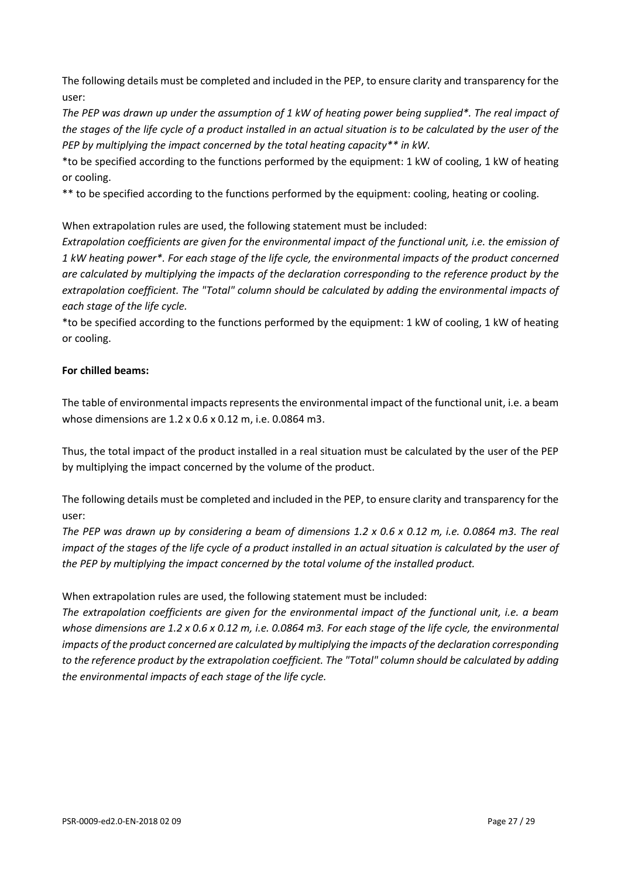The following details must be completed and included in the PEP, to ensure clarity and transparency for the user:

*The PEP was drawn up under the assumption of 1 kW of heating power being supplied\*. The real impact of the stages of the life cycle of a product installed in an actual situation is to be calculated by the user of the PEP by multiplying the impact concerned by the total heating capacity\*\* in kW.*

\*to be specified according to the functions performed by the equipment: 1 kW of cooling, 1 kW of heating or cooling.

\*\* to be specified according to the functions performed by the equipment: cooling, heating or cooling.

When extrapolation rules are used, the following statement must be included:

*Extrapolation coefficients are given for the environmental impact of the functional unit, i.e. the emission of 1 kW heating power\*. For each stage of the life cycle, the environmental impacts of the product concerned are calculated by multiplying the impacts of the declaration corresponding to the reference product by the extrapolation coefficient. The "Total" column should be calculated by adding the environmental impacts of each stage of the life cycle.*

\*to be specified according to the functions performed by the equipment: 1 kW of cooling, 1 kW of heating or cooling.

**For chilled beams:**

The table of environmental impacts represents the environmental impact of the functional unit, i.e. a beam whose dimensions are 1.2 x 0.6 x 0.12 m, i.e. 0.0864 m3.

Thus, the total impact of the product installed in a real situation must be calculated by the user of the PEP by multiplying the impact concerned by the volume of the product.

The following details must be completed and included in the PEP, to ensure clarity and transparency for the user:

*The PEP was drawn up by considering a beam of dimensions 1.2 x 0.6 x 0.12 m, i.e. 0.0864 m3. The real impact of the stages of the life cycle of a product installed in an actual situation is calculated by the user of the PEP by multiplying the impact concerned by the total volume of the installed product.*

When extrapolation rules are used, the following statement must be included:

*The extrapolation coefficients are given for the environmental impact of the functional unit, i.e. a beam whose dimensions are 1.2 x 0.6 x 0.12 m, i.e. 0.0864 m3. For each stage of the life cycle, the environmental impacts of the product concerned are calculated by multiplying the impacts of the declaration corresponding to the reference product by the extrapolation coefficient. The "Total" column should be calculated by adding the environmental impacts of each stage of the life cycle.*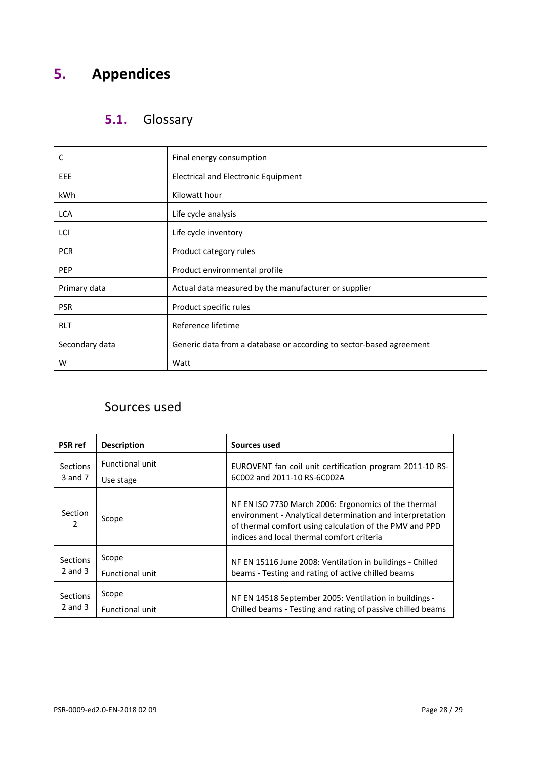# 5. Appendices

## 5.1. Glossary

| | |
|---|---|
| C | Final energy consumption |
| EEE | Electrical and Electronic Equipment |
| kWh | Kilowatt hour |
| LCA | Life cycle analysis |
| LCI | Life cycle inventory |
| PCR | Product category rules |
| PEP | Product environmental profile |
| Primary data | Actual data measured by the manufacturer or supplier |
| PSR | Product specific rules |
| RLT | Reference lifetime |
| Secondary data | Generic data from a database or according to sector-based agreement |
| W | Watt |

## Sources used

| PSR ref | Description | Sources used |
|---|---|---|
| Sections 3 and 7 | Functional unit<br>Use stage | EUROVENT fan coil unit certification program 2011-10 RS-6C002 and 2011-10 RS-6C002A |
| Section 2 | Scope | NF EN ISO 7730 March 2006: Ergonomics of the thermal environment - Analytical determination and interpretation of thermal comfort using calculation of the PMV and PPD indices and local thermal comfort criteria |
| Sections 2 and 3 | Scope<br>Functional unit | NF EN 15116 June 2008: Ventilation in buildings - Chilled beams - Testing and rating of active chilled beams |
| Sections 2 and 3 | Scope<br>Functional unit | NF EN 14518 September 2005: Ventilation in buildings - Chilled beams - Testing and rating of passive chilled beams |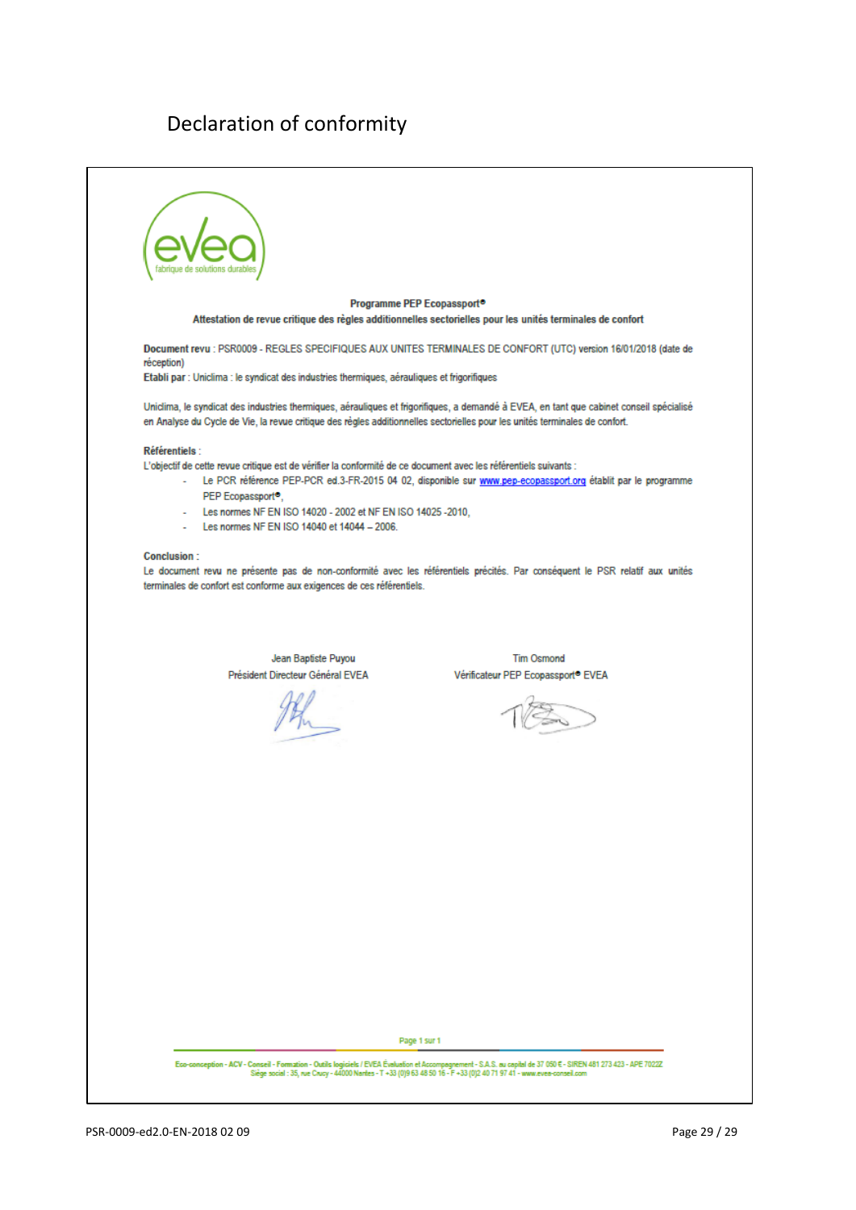# Declaration of conformity

evea
fabrique de solutions durables

**Programme PEP Ecopassport®**

**Attestation de revue critique des règles additionnelles sectorielles pour les unités terminales de confort**

**Document revu** : PSR0009 - REGLES SPECIFIQUES AUX UNITES TERMINALES DE CONFORT (UTC) version 16/01/2018 (date de réception)

**Etabli par** : Uniclima : le syndicat des industries thermiques, aérauliques et frigorifiques

Uniclima, le syndicat des industries thermiques, aérauliques et frigorifiques, a demandé à EVEA, en tant que cabinet conseil spécialisé en Analyse du Cycle de Vie, la revue critique des règles additionnelles sectorielles pour les unités terminales de confort.

**Référentiels** :

L'objectif de cette revue critique est de vérifier la conformité de ce document avec les référentiels suivants :

- Le PCR référence PEP-PCR ed.3-FR-2015 04 02, disponible sur www.pep-ecopassport.org établit par le programme PEP Ecopassport®,
- Les normes NF EN ISO 14020 - 2002 et NF EN ISO 14025 -2010,
- Les normes NF EN ISO 14040 et 14044 – 2006.

**Conclusion** :

Le document revu ne présente pas de non-conformité avec les référentiels précités. Par conséquent le PSR relatif aux unités terminales de confort est conforme aux exigences de ces référentiels.

Jean Baptiste Puyou
Président Directeur Général EVEA

Tim Osmond
Vérificateur PEP Ecopassport® EVEA

Page 1 sur 1

Eco-conception - ACV - Conseil - Formation - Outils logiciels / EVEA Évaluation et Accompagnement - S.A.S. au capital de 37 050 € - SIREN 481 273 423 - APE 7022Z
Siège social : 35, rue Crucy - 44000 Nantes - T +33 (0)9 63 48 50 16 - F +33 (0)2 40 71 97 41 - www.evea-conseil.com